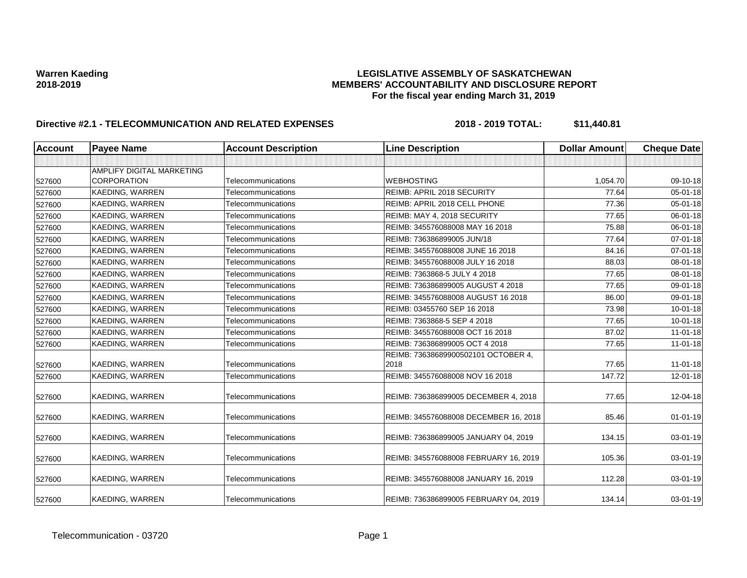**Warren Kaeding**
**2018-2019**

**LEGISLATIVE ASSEMBLY OF SASKATCHEWAN**
**MEMBERS' ACCOUNTABILITY AND DISCLOSURE REPORT**
**For the fiscal year ending March 31, 2019**

**Directive #2.1 - TELECOMMUNICATION AND RELATED EXPENSES** **2018 - 2019 TOTAL: $11,440.81**

| Account | Payee Name | Account Description | Line Description | Dollar Amount | Cheque Date |
|---|---|---|---|---|---|
| | | | | | |
| 527600 | AMPLIFY DIGITAL MARKETING CORPORATION | Telecommunications | WEBHOSTING | 1,054.70 | 09-10-18 |
| 527600 | KAEDING, WARREN | Telecommunications | REIMB: APRIL 2018 SECURITY | 77.64 | 05-01-18 |
| 527600 | KAEDING, WARREN | Telecommunications | REIMB: APRIL 2018 CELL PHONE | 77.36 | 05-01-18 |
| 527600 | KAEDING, WARREN | Telecommunications | REIMB: MAY 4, 2018 SECURITY | 77.65 | 06-01-18 |
| 527600 | KAEDING, WARREN | Telecommunications | REIMB: 345576088008 MAY 16 2018 | 75.88 | 06-01-18 |
| 527600 | KAEDING, WARREN | Telecommunications | REIMB: 736386899005 JUN/18 | 77.64 | 07-01-18 |
| 527600 | KAEDING, WARREN | Telecommunications | REIMB: 345576088008 JUNE 16 2018 | 84.16 | 07-01-18 |
| 527600 | KAEDING, WARREN | Telecommunications | REIMB: 345576088008 JULY 16 2018 | 88.03 | 08-01-18 |
| 527600 | KAEDING, WARREN | Telecommunications | REIMB: 7363868-5 JULY 4 2018 | 77.65 | 08-01-18 |
| 527600 | KAEDING, WARREN | Telecommunications | REIMB: 736386899005 AUGUST 4 2018 | 77.65 | 09-01-18 |
| 527600 | KAEDING, WARREN | Telecommunications | REIMB: 345576088008 AUGUST 16 2018 | 86.00 | 09-01-18 |
| 527600 | KAEDING, WARREN | Telecommunications | REIMB: 03455760 SEP 16 2018 | 73.98 | 10-01-18 |
| 527600 | KAEDING, WARREN | Telecommunications | REIMB: 7363868-5 SEP 4 2018 | 77.65 | 10-01-18 |
| 527600 | KAEDING, WARREN | Telecommunications | REIMB: 345576088008 OCT 16 2018 | 87.02 | 11-01-18 |
| 527600 | KAEDING, WARREN | Telecommunications | REIMB: 736386899005 OCT 4 2018 | 77.65 | 11-01-18 |
| 527600 | KAEDING, WARREN | Telecommunications | REIMB: 736386899005021­01 OCTOBER 4, 2018 | 77.65 | 11-01-18 |
| 527600 | KAEDING, WARREN | Telecommunications | REIMB: 345576088008 NOV 16 2018 | 147.72 | 12-01-18 |
| 527600 | KAEDING, WARREN | Telecommunications | REIMB: 736386899005 DECEMBER 4, 2018 | 77.65 | 12-04-18 |
| 527600 | KAEDING, WARREN | Telecommunications | REIMB: 345576088008 DECEMBER 16, 2018 | 85.46 | 01-01-19 |
| 527600 | KAEDING, WARREN | Telecommunications | REIMB: 736386899005 JANUARY 04, 2019 | 134.15 | 03-01-19 |
| 527600 | KAEDING, WARREN | Telecommunications | REIMB: 345576088008 FEBRUARY 16, 2019 | 105.36 | 03-01-19 |
| 527600 | KAEDING, WARREN | Telecommunications | REIMB: 345576088008 JANUARY 16, 2019 | 112.28 | 03-01-19 |
| 527600 | KAEDING, WARREN | Telecommunications | REIMB: 736386899005 FEBRUARY 04, 2019 | 134.14 | 03-01-19 |

Telecommunication - 03720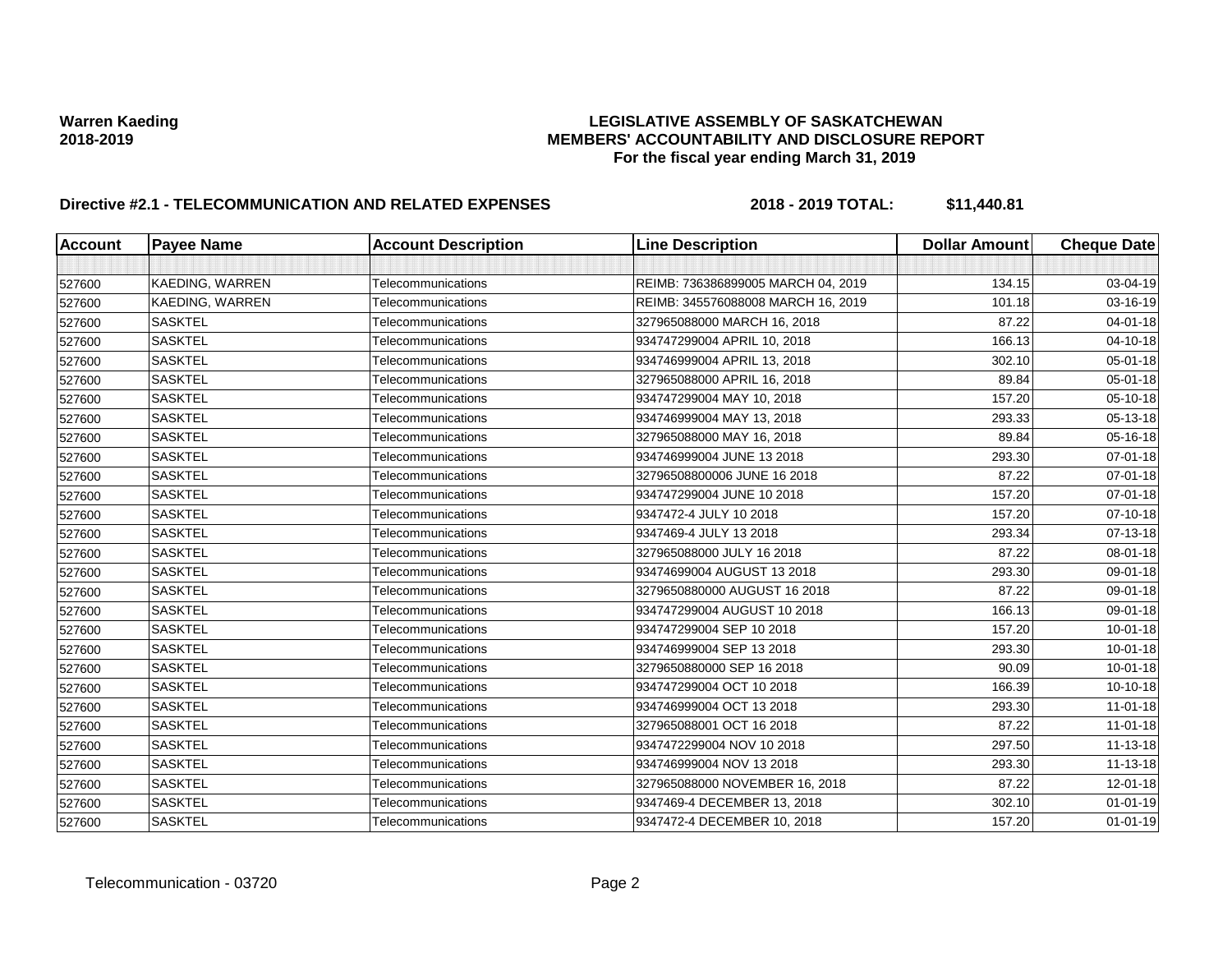**Warren Kaeding**
**2018-2019**

**LEGISLATIVE ASSEMBLY OF SASKATCHEWAN**
**MEMBERS' ACCOUNTABILITY AND DISCLOSURE REPORT**
**For the fiscal year ending March 31, 2019**

**Directive #2.1 - TELECOMMUNICATION AND RELATED EXPENSES** **2018 - 2019 TOTAL: $11,440.81**

| Account | Payee Name | Account Description | Line Description | Dollar Amount | Cheque Date |
|---|---|---|---|---|---|
| | | | | | |
| 527600 | KAEDING, WARREN | Telecommunications | REIMB: 736386899005 MARCH 04, 2019 | 134.15 | 03-04-19 |
| 527600 | KAEDING, WARREN | Telecommunications | REIMB: 345576088008 MARCH 16, 2019 | 101.18 | 03-16-19 |
| 527600 | SASKTEL | Telecommunications | 327965088000 MARCH 16, 2018 | 87.22 | 04-01-18 |
| 527600 | SASKTEL | Telecommunications | 934747299004 APRIL 10, 2018 | 166.13 | 04-10-18 |
| 527600 | SASKTEL | Telecommunications | 934746999004 APRIL 13, 2018 | 302.10 | 05-01-18 |
| 527600 | SASKTEL | Telecommunications | 327965088000 APRIL 16, 2018 | 89.84 | 05-01-18 |
| 527600 | SASKTEL | Telecommunications | 934747299004 MAY 10, 2018 | 157.20 | 05-10-18 |
| 527600 | SASKTEL | Telecommunications | 934746999004 MAY 13, 2018 | 293.33 | 05-13-18 |
| 527600 | SASKTEL | Telecommunications | 327965088000 MAY 16, 2018 | 89.84 | 05-16-18 |
| 527600 | SASKTEL | Telecommunications | 934746999004 JUNE 13 2018 | 293.30 | 07-01-18 |
| 527600 | SASKTEL | Telecommunications | 32796508800006 JUNE 16 2018 | 87.22 | 07-01-18 |
| 527600 | SASKTEL | Telecommunications | 934747299004 JUNE 10 2018 | 157.20 | 07-01-18 |
| 527600 | SASKTEL | Telecommunications | 9347472-4 JULY 10 2018 | 157.20 | 07-10-18 |
| 527600 | SASKTEL | Telecommunications | 9347469-4 JULY 13 2018 | 293.34 | 07-13-18 |
| 527600 | SASKTEL | Telecommunications | 327965088000 JULY 16 2018 | 87.22 | 08-01-18 |
| 527600 | SASKTEL | Telecommunications | 93474699004 AUGUST 13 2018 | 293.30 | 09-01-18 |
| 527600 | SASKTEL | Telecommunications | 3279650880000 AUGUST 16 2018 | 87.22 | 09-01-18 |
| 527600 | SASKTEL | Telecommunications | 934747299004 AUGUST 10 2018 | 166.13 | 09-01-18 |
| 527600 | SASKTEL | Telecommunications | 934747299004 SEP 10 2018 | 157.20 | 10-01-18 |
| 527600 | SASKTEL | Telecommunications | 934746999004 SEP 13 2018 | 293.30 | 10-01-18 |
| 527600 | SASKTEL | Telecommunications | 3279650880000 SEP 16 2018 | 90.09 | 10-01-18 |
| 527600 | SASKTEL | Telecommunications | 934747299004 OCT 10 2018 | 166.39 | 10-10-18 |
| 527600 | SASKTEL | Telecommunications | 934746999004 OCT 13 2018 | 293.30 | 11-01-18 |
| 527600 | SASKTEL | Telecommunications | 327965088001 OCT 16 2018 | 87.22 | 11-01-18 |
| 527600 | SASKTEL | Telecommunications | 9347472299004 NOV 10 2018 | 297.50 | 11-13-18 |
| 527600 | SASKTEL | Telecommunications | 934746999004 NOV 13 2018 | 293.30 | 11-13-18 |
| 527600 | SASKTEL | Telecommunications | 327965088000 NOVEMBER 16, 2018 | 87.22 | 12-01-18 |
| 527600 | SASKTEL | Telecommunications | 9347469-4 DECEMBER 13, 2018 | 302.10 | 01-01-19 |
| 527600 | SASKTEL | Telecommunications | 9347472-4 DECEMBER 10, 2018 | 157.20 | 01-01-19 |

Telecommunication - 03720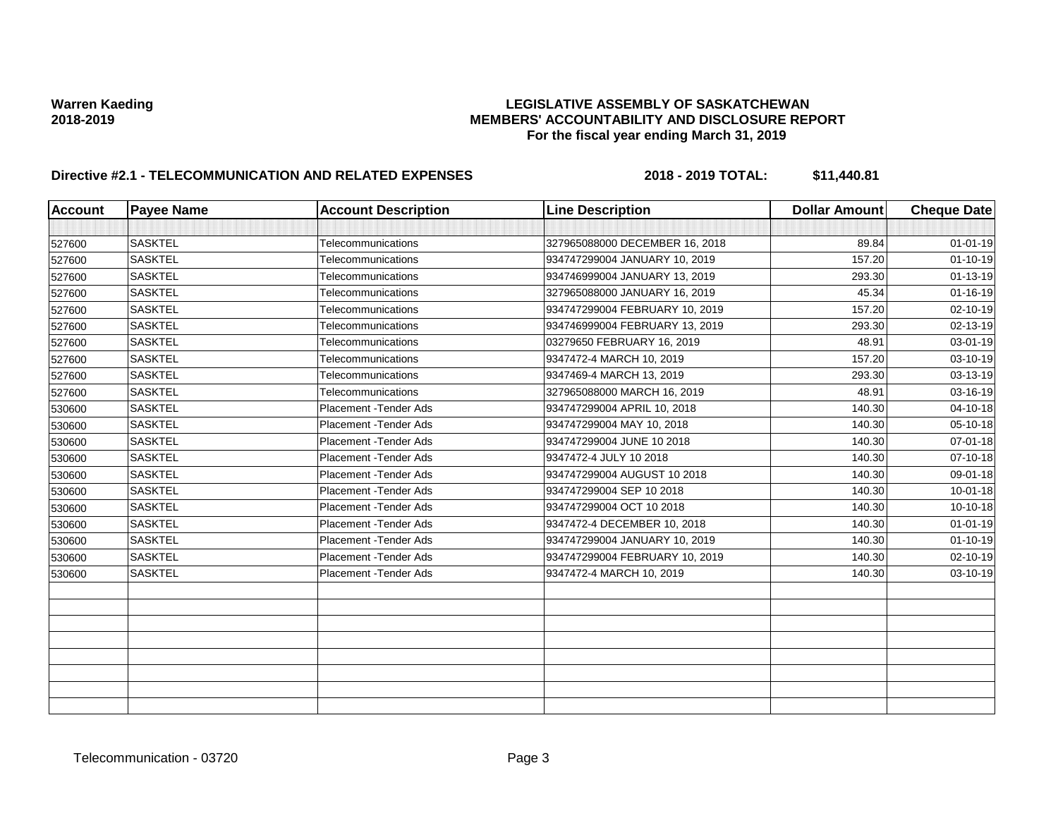**Warren Kaeding**
**2018-2019**

**LEGISLATIVE ASSEMBLY OF SASKATCHEWAN**
**MEMBERS' ACCOUNTABILITY AND DISCLOSURE REPORT**
**For the fiscal year ending March 31, 2019**

**Directive #2.1 - TELECOMMUNICATION AND RELATED EXPENSES** **2018 - 2019 TOTAL: $11,440.81**

| Account | Payee Name | Account Description | Line Description | Dollar Amount | Cheque Date |
|---|---|---|---|---|---|
| | | | | | |
| 527600 | SASKTEL | Telecommunications | 327965088000 DECEMBER 16, 2018 | 89.84 | 01-01-19 |
| 527600 | SASKTEL | Telecommunications | 934747299004 JANUARY 10, 2019 | 157.20 | 01-10-19 |
| 527600 | SASKTEL | Telecommunications | 934746999004 JANUARY 13, 2019 | 293.30 | 01-13-19 |
| 527600 | SASKTEL | Telecommunications | 327965088000 JANUARY 16, 2019 | 45.34 | 01-16-19 |
| 527600 | SASKTEL | Telecommunications | 934747299004 FEBRUARY 10, 2019 | 157.20 | 02-10-19 |
| 527600 | SASKTEL | Telecommunications | 934746999004 FEBRUARY 13, 2019 | 293.30 | 02-13-19 |
| 527600 | SASKTEL | Telecommunications | 03279650 FEBRUARY 16, 2019 | 48.91 | 03-01-19 |
| 527600 | SASKTEL | Telecommunications | 9347472-4 MARCH 10, 2019 | 157.20 | 03-10-19 |
| 527600 | SASKTEL | Telecommunications | 9347469-4 MARCH 13, 2019 | 293.30 | 03-13-19 |
| 527600 | SASKTEL | Telecommunications | 327965088000 MARCH 16, 2019 | 48.91 | 03-16-19 |
| 530600 | SASKTEL | Placement -Tender Ads | 934747299004 APRIL 10, 2018 | 140.30 | 04-10-18 |
| 530600 | SASKTEL | Placement -Tender Ads | 934747299004 MAY 10, 2018 | 140.30 | 05-10-18 |
| 530600 | SASKTEL | Placement -Tender Ads | 934747299004 JUNE 10 2018 | 140.30 | 07-01-18 |
| 530600 | SASKTEL | Placement -Tender Ads | 9347472-4 JULY 10 2018 | 140.30 | 07-10-18 |
| 530600 | SASKTEL | Placement -Tender Ads | 934747299004 AUGUST 10 2018 | 140.30 | 09-01-18 |
| 530600 | SASKTEL | Placement -Tender Ads | 934747299004 SEP 10 2018 | 140.30 | 10-01-18 |
| 530600 | SASKTEL | Placement -Tender Ads | 934747299004 OCT 10 2018 | 140.30 | 10-10-18 |
| 530600 | SASKTEL | Placement -Tender Ads | 9347472-4 DECEMBER 10, 2018 | 140.30 | 01-01-19 |
| 530600 | SASKTEL | Placement -Tender Ads | 934747299004 JANUARY 10, 2019 | 140.30 | 01-10-19 |
| 530600 | SASKTEL | Placement -Tender Ads | 934747299004 FEBRUARY 10, 2019 | 140.30 | 02-10-19 |
| 530600 | SASKTEL | Placement -Tender Ads | 9347472-4 MARCH 10, 2019 | 140.30 | 03-10-19 |
| | | | | | |
| | | | | | |
| | | | | | |
| | | | | | |
| | | | | | |
| | | | | | |
| | | | | | |
| | | | | | |

Telecommunication - 03720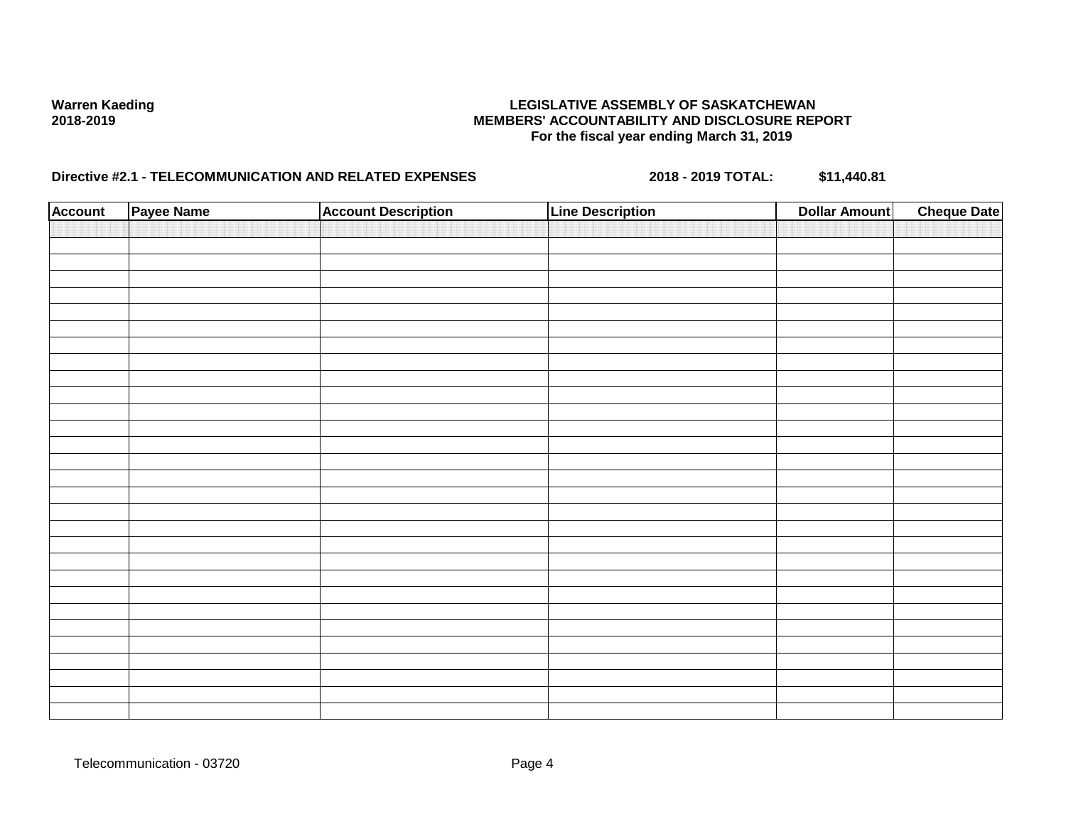**Warren Kaeding**
**2018-2019**

**LEGISLATIVE ASSEMBLY OF SASKATCHEWAN**
**MEMBERS' ACCOUNTABILITY AND DISCLOSURE REPORT**
**For the fiscal year ending March 31, 2019**

**Directive #2.1 - TELECOMMUNICATION AND RELATED EXPENSES** **2018 - 2019 TOTAL: $11,440.81**

| Account | Payee Name | Account Description | Line Description | Dollar Amount | Cheque Date |
|---|---|---|---|---|---|
| | | | | | |

Telecommunication - 03720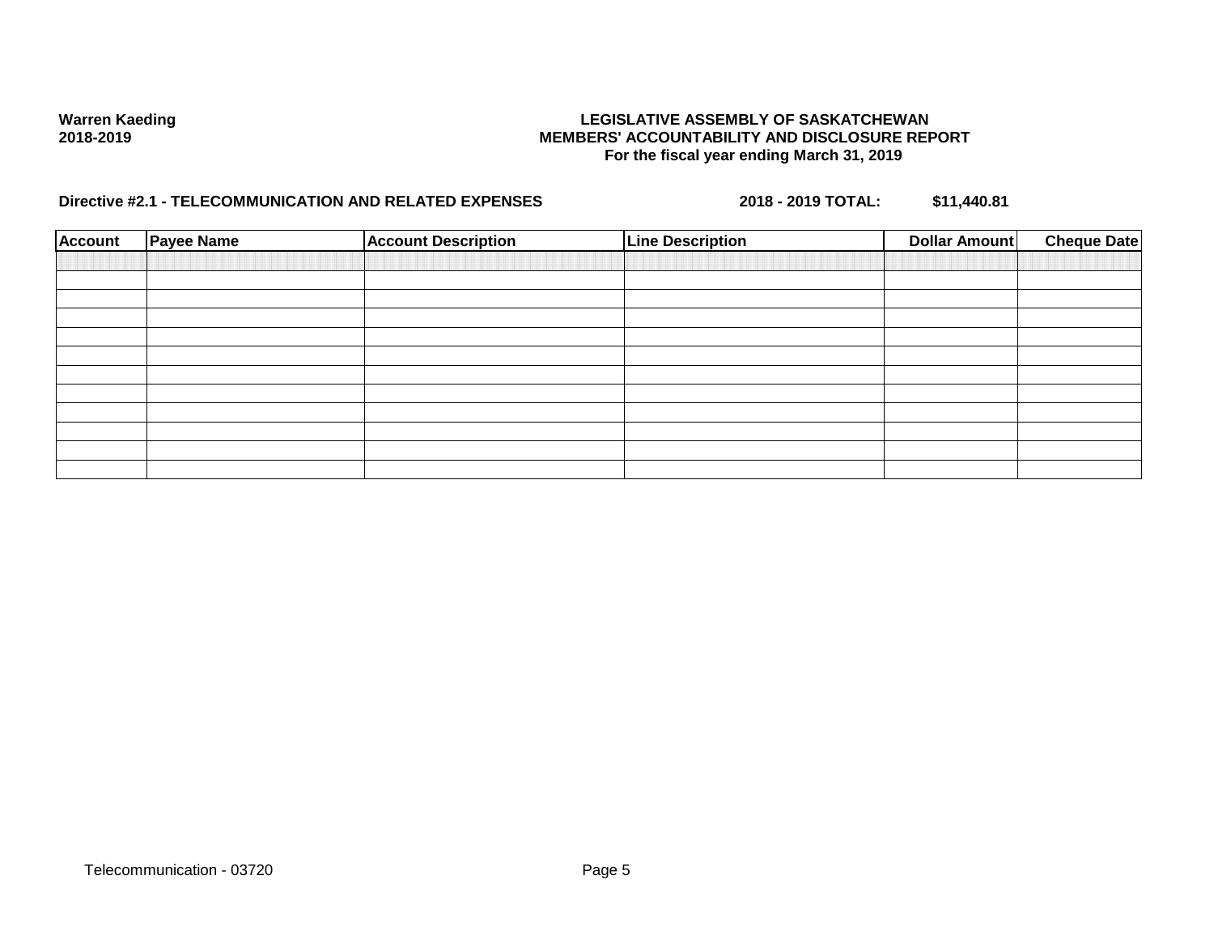**Warren Kaeding**
**2018-2019**

**LEGISLATIVE ASSEMBLY OF SASKATCHEWAN**
**MEMBERS' ACCOUNTABILITY AND DISCLOSURE REPORT**
**For the fiscal year ending March 31, 2019**

**Directive #2.1 - TELECOMMUNICATION AND RELATED EXPENSES** **2018 - 2019 TOTAL:** **$11,440.81**

| Account | Payee Name | Account Description | Line Description | Dollar Amount | Cheque Date |
|---|---|---|---|---|---|
| | | | | | |
| | | | | | |
| | | | | | |
| | | | | | |
| | | | | | |
| | | | | | |
| | | | | | |
| | | | | | |
| | | | | | |
| | | | | | |
| | | | | | |

Telecommunication - 03720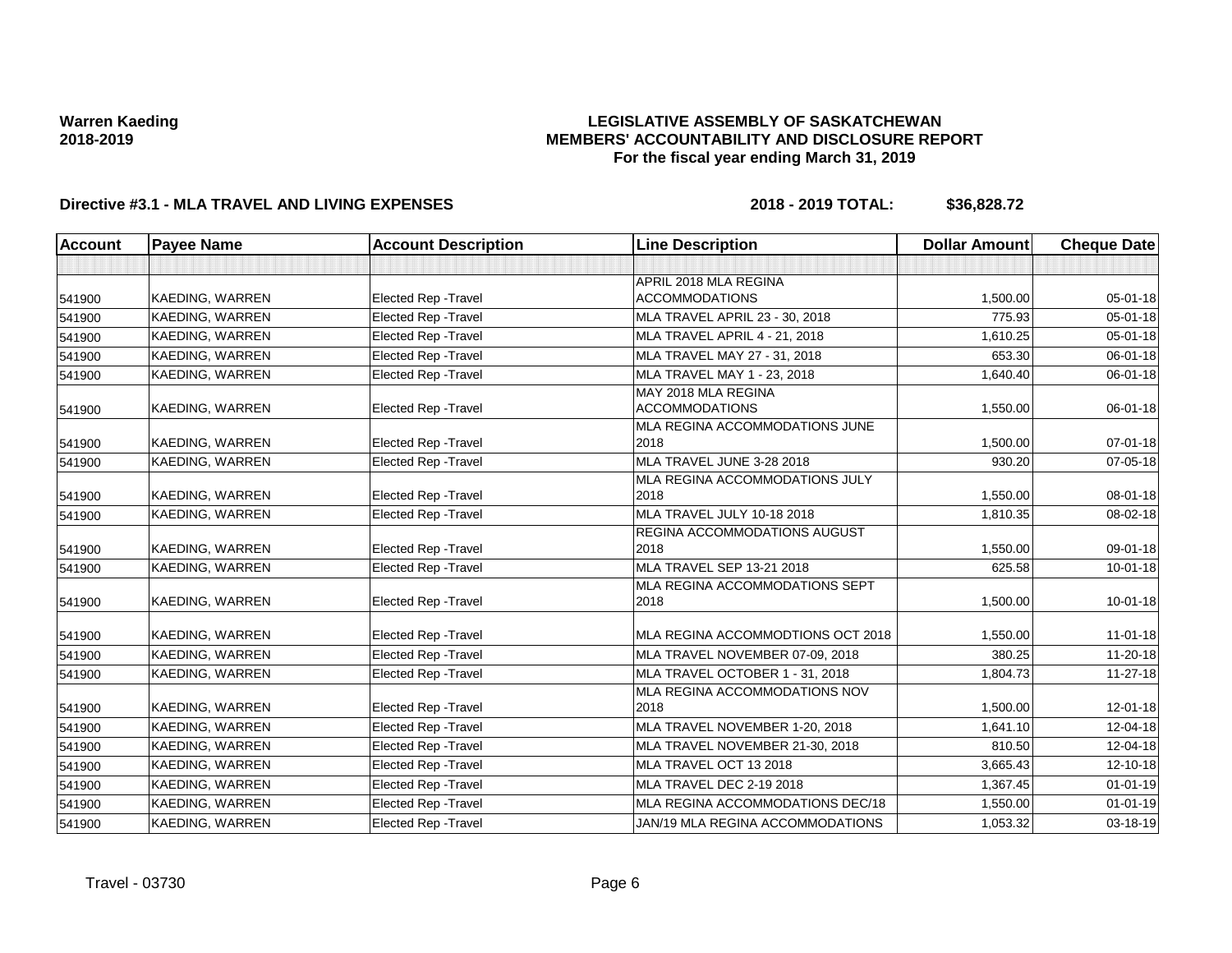**Warren Kaeding**
**2018-2019**

# LEGISLATIVE ASSEMBLY OF SASKATCHEWAN
## MEMBERS' ACCOUNTABILITY AND DISCLOSURE REPORT
### For the fiscal year ending March 31, 2019

**Directive #3.1 - MLA TRAVEL AND LIVING EXPENSES** **2018 - 2019 TOTAL: $36,828.72**

| Account | Payee Name | Account Description | Line Description | Dollar Amount | Cheque Date |
|---|---|---|---|---|---|
| | | | | | |
| 541900 | KAEDING, WARREN | Elected Rep -Travel | APRIL 2018 MLA REGINA ACCOMMODATIONS | 1,500.00 | 05-01-18 |
| 541900 | KAEDING, WARREN | Elected Rep -Travel | MLA TRAVEL APRIL 23 - 30, 2018 | 775.93 | 05-01-18 |
| 541900 | KAEDING, WARREN | Elected Rep -Travel | MLA TRAVEL APRIL 4 - 21, 2018 | 1,610.25 | 05-01-18 |
| 541900 | KAEDING, WARREN | Elected Rep -Travel | MLA TRAVEL MAY 27 - 31, 2018 | 653.30 | 06-01-18 |
| 541900 | KAEDING, WARREN | Elected Rep -Travel | MLA TRAVEL MAY 1 - 23, 2018 | 1,640.40 | 06-01-18 |
| 541900 | KAEDING, WARREN | Elected Rep -Travel | MAY 2018 MLA REGINA ACCOMMODATIONS | 1,550.00 | 06-01-18 |
| 541900 | KAEDING, WARREN | Elected Rep -Travel | MLA REGINA ACCOMMODATIONS JUNE 2018 | 1,500.00 | 07-01-18 |
| 541900 | KAEDING, WARREN | Elected Rep -Travel | MLA TRAVEL JUNE 3-28 2018 | 930.20 | 07-05-18 |
| 541900 | KAEDING, WARREN | Elected Rep -Travel | MLA REGINA ACCOMMODATIONS JULY 2018 | 1,550.00 | 08-01-18 |
| 541900 | KAEDING, WARREN | Elected Rep -Travel | MLA TRAVEL JULY 10-18 2018 | 1,810.35 | 08-02-18 |
| 541900 | KAEDING, WARREN | Elected Rep -Travel | REGINA ACCOMMODATIONS AUGUST 2018 | 1,550.00 | 09-01-18 |
| 541900 | KAEDING, WARREN | Elected Rep -Travel | MLA TRAVEL SEP 13-21 2018 | 625.58 | 10-01-18 |
| 541900 | KAEDING, WARREN | Elected Rep -Travel | MLA REGINA ACCOMMODATIONS SEPT 2018 | 1,500.00 | 10-01-18 |
| 541900 | KAEDING, WARREN | Elected Rep -Travel | MLA REGINA ACCOMMODTIONS OCT 2018 | 1,550.00 | 11-01-18 |
| 541900 | KAEDING, WARREN | Elected Rep -Travel | MLA TRAVEL NOVEMBER 07-09, 2018 | 380.25 | 11-20-18 |
| 541900 | KAEDING, WARREN | Elected Rep -Travel | MLA TRAVEL OCTOBER 1 - 31, 2018 | 1,804.73 | 11-27-18 |
| 541900 | KAEDING, WARREN | Elected Rep -Travel | MLA REGINA ACCOMMODATIONS NOV 2018 | 1,500.00 | 12-01-18 |
| 541900 | KAEDING, WARREN | Elected Rep -Travel | MLA TRAVEL NOVEMBER 1-20, 2018 | 1,641.10 | 12-04-18 |
| 541900 | KAEDING, WARREN | Elected Rep -Travel | MLA TRAVEL NOVEMBER 21-30, 2018 | 810.50 | 12-04-18 |
| 541900 | KAEDING, WARREN | Elected Rep -Travel | MLA TRAVEL OCT 13 2018 | 3,665.43 | 12-10-18 |
| 541900 | KAEDING, WARREN | Elected Rep -Travel | MLA TRAVEL DEC 2-19 2018 | 1,367.45 | 01-01-19 |
| 541900 | KAEDING, WARREN | Elected Rep -Travel | MLA REGINA ACCOMMODATIONS DEC/18 | 1,550.00 | 01-01-19 |
| 541900 | KAEDING, WARREN | Elected Rep -Travel | JAN/19 MLA REGINA ACCOMMODATIONS | 1,053.32 | 03-18-19 |

Travel - 03730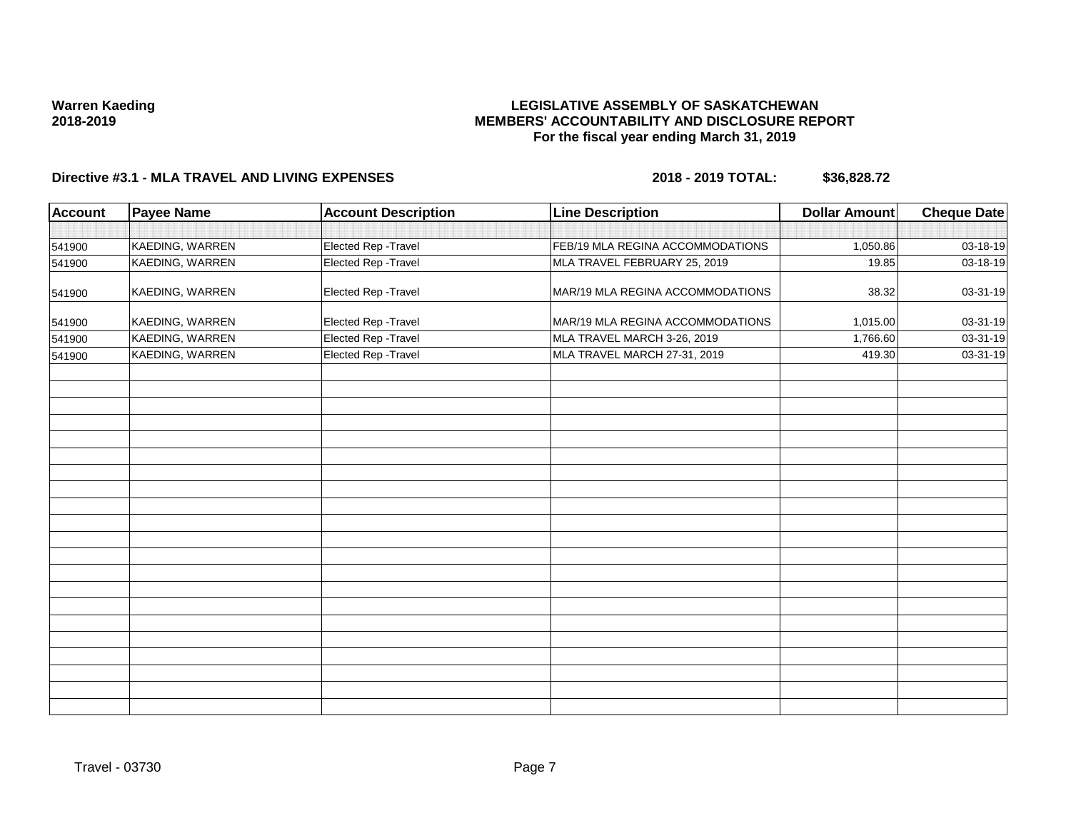**Warren Kaeding**
**2018-2019**

**LEGISLATIVE ASSEMBLY OF SASKATCHEWAN**
**MEMBERS' ACCOUNTABILITY AND DISCLOSURE REPORT**
**For the fiscal year ending March 31, 2019**

**Directive #3.1 - MLA TRAVEL AND LIVING EXPENSES** **2018 - 2019 TOTAL: $36,828.72**

| Account | Payee Name | Account Description | Line Description | Dollar Amount | Cheque Date |
|---|---|---|---|---|---|
| | | | | | |
| 541900 | KAEDING, WARREN | Elected Rep -Travel | FEB/19 MLA REGINA ACCOMMODATIONS | 1,050.86 | 03-18-19 |
| 541900 | KAEDING, WARREN | Elected Rep -Travel | MLA TRAVEL FEBRUARY 25, 2019 | 19.85 | 03-18-19 |
| 541900 | KAEDING, WARREN | Elected Rep -Travel | MAR/19 MLA REGINA ACCOMMODATIONS | 38.32 | 03-31-19 |
| 541900 | KAEDING, WARREN | Elected Rep -Travel | MAR/19 MLA REGINA ACCOMMODATIONS | 1,015.00 | 03-31-19 |
| 541900 | KAEDING, WARREN | Elected Rep -Travel | MLA TRAVEL MARCH 3-26, 2019 | 1,766.60 | 03-31-19 |
| 541900 | KAEDING, WARREN | Elected Rep -Travel | MLA TRAVEL MARCH 27-31, 2019 | 419.30 | 03-31-19 |

Travel - 03730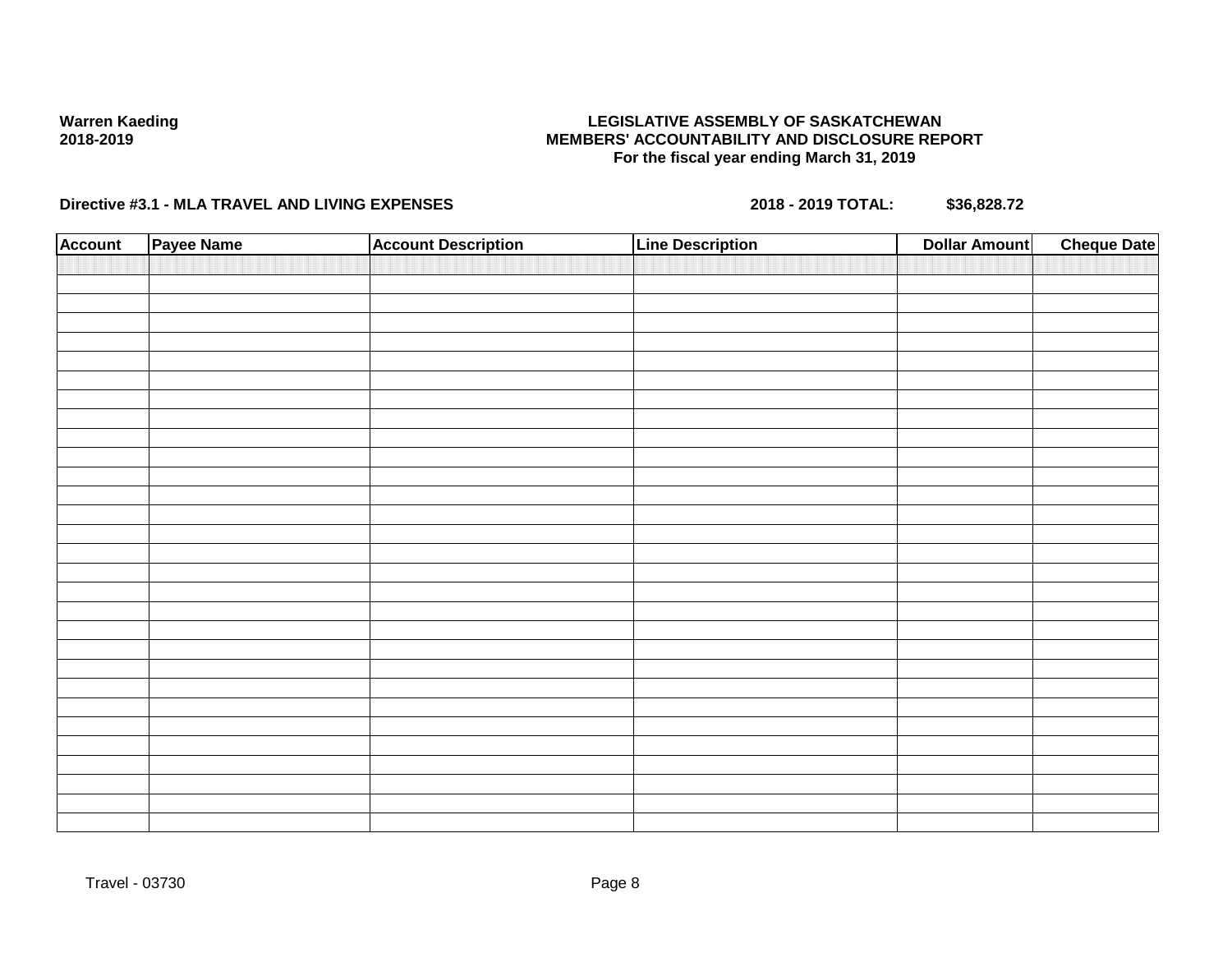**Warren Kaeding**
**2018-2019**

**LEGISLATIVE ASSEMBLY OF SASKATCHEWAN**
**MEMBERS' ACCOUNTABILITY AND DISCLOSURE REPORT**
**For the fiscal year ending March 31, 2019**

**Directive #3.1 - MLA TRAVEL AND LIVING EXPENSES** **2018 - 2019 TOTAL: $36,828.72**

| Account | Payee Name | Account Description | Line Description | Dollar Amount | Cheque Date |
|---|---|---|---|---|---|
| | | | | | |

Travel - 03730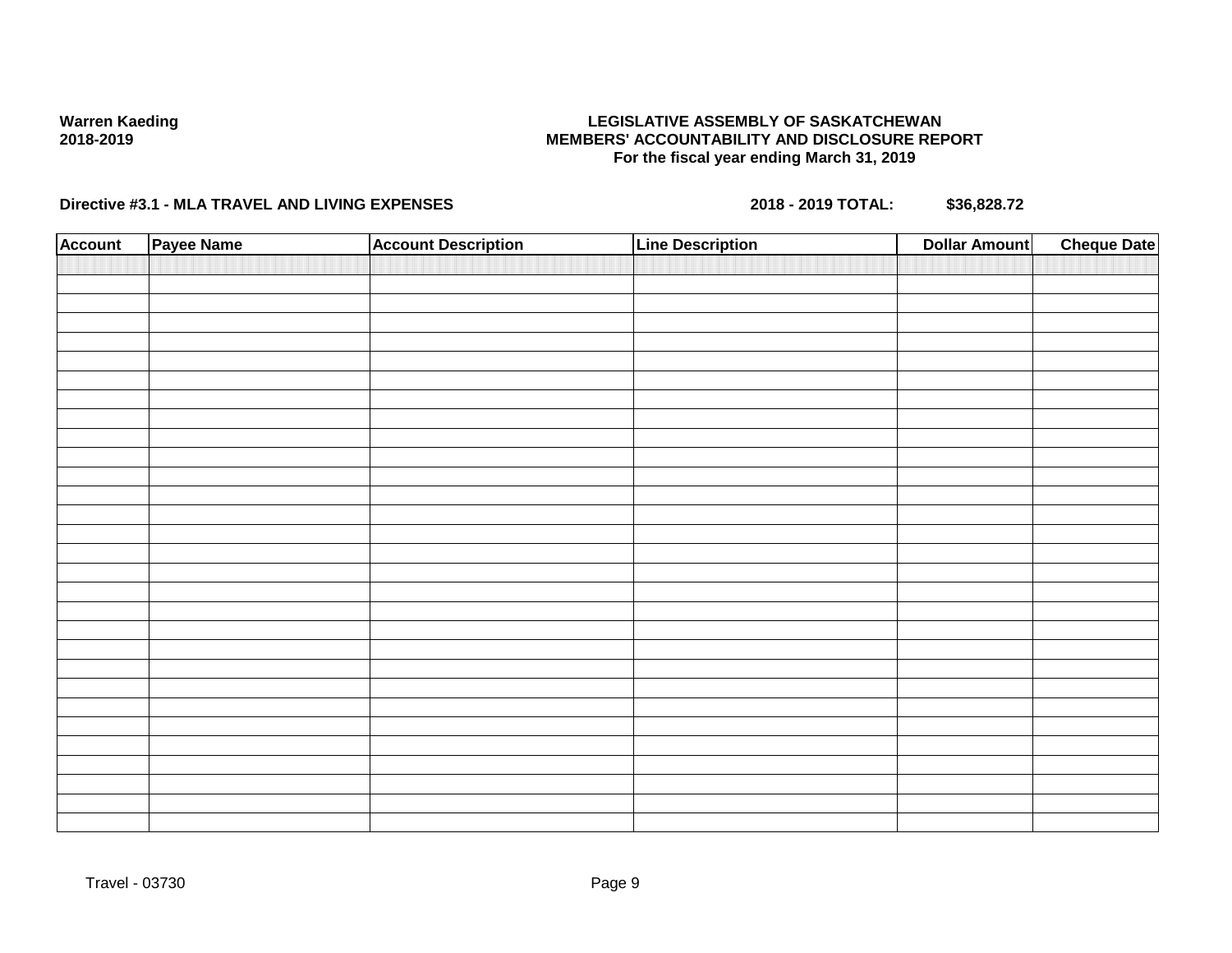**Warren Kaeding**
**2018-2019**

**LEGISLATIVE ASSEMBLY OF SASKATCHEWAN**
**MEMBERS' ACCOUNTABILITY AND DISCLOSURE REPORT**
**For the fiscal year ending March 31, 2019**

**Directive #3.1 - MLA TRAVEL AND LIVING EXPENSES** **2018 - 2019 TOTAL:** **$36,828.72**

| Account | Payee Name | Account Description | Line Description | Dollar Amount | Cheque Date |
|---|---|---|---|---|---|
| | | | | | |

Travel - 03730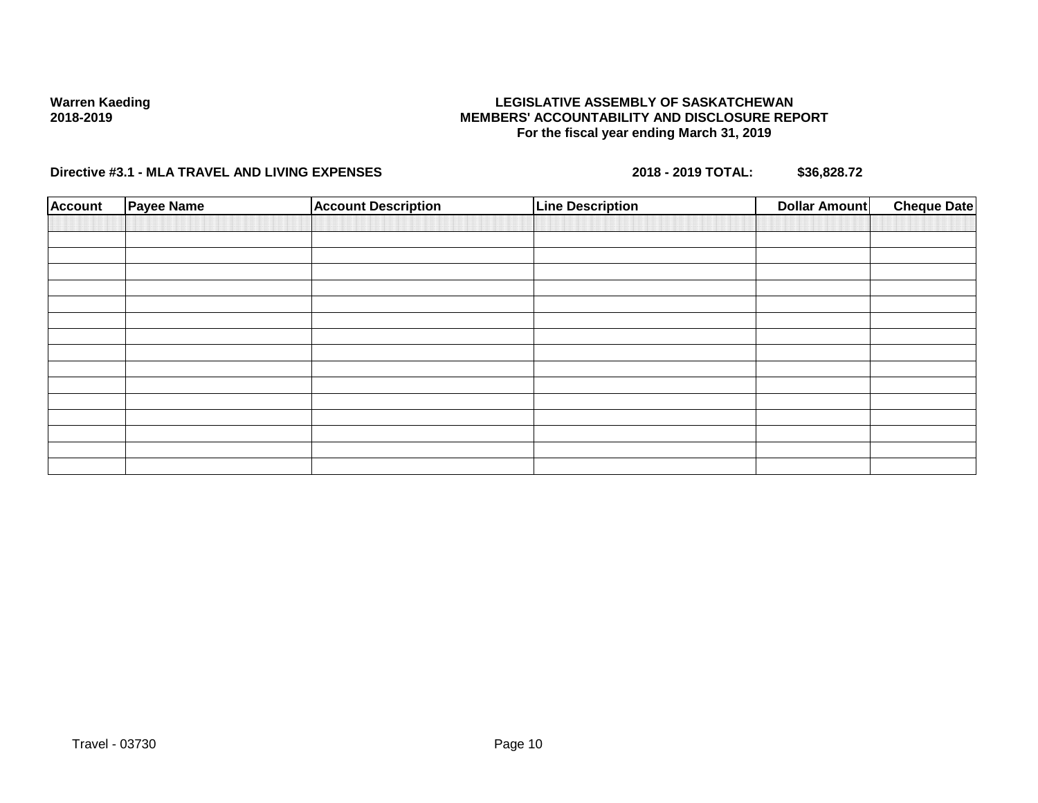**Warren Kaeding**
**2018-2019**

**LEGISLATIVE ASSEMBLY OF SASKATCHEWAN**
**MEMBERS' ACCOUNTABILITY AND DISCLOSURE REPORT**
**For the fiscal year ending March 31, 2019**

**Directive #3.1 - MLA TRAVEL AND LIVING EXPENSES** **2018 - 2019 TOTAL:** **$36,828.72**

| Account | Payee Name | Account Description | Line Description | Dollar Amount | Cheque Date |
|---|---|---|---|---|---|
| | | | | | |
| | | | | | |
| | | | | | |
| | | | | | |
| | | | | | |
| | | | | | |
| | | | | | |
| | | | | | |
| | | | | | |
| | | | | | |
| | | | | | |
| | | | | | |
| | | | | | |
| | | | | | |
| | | | | | |
| | | | | | |

Travel - 03730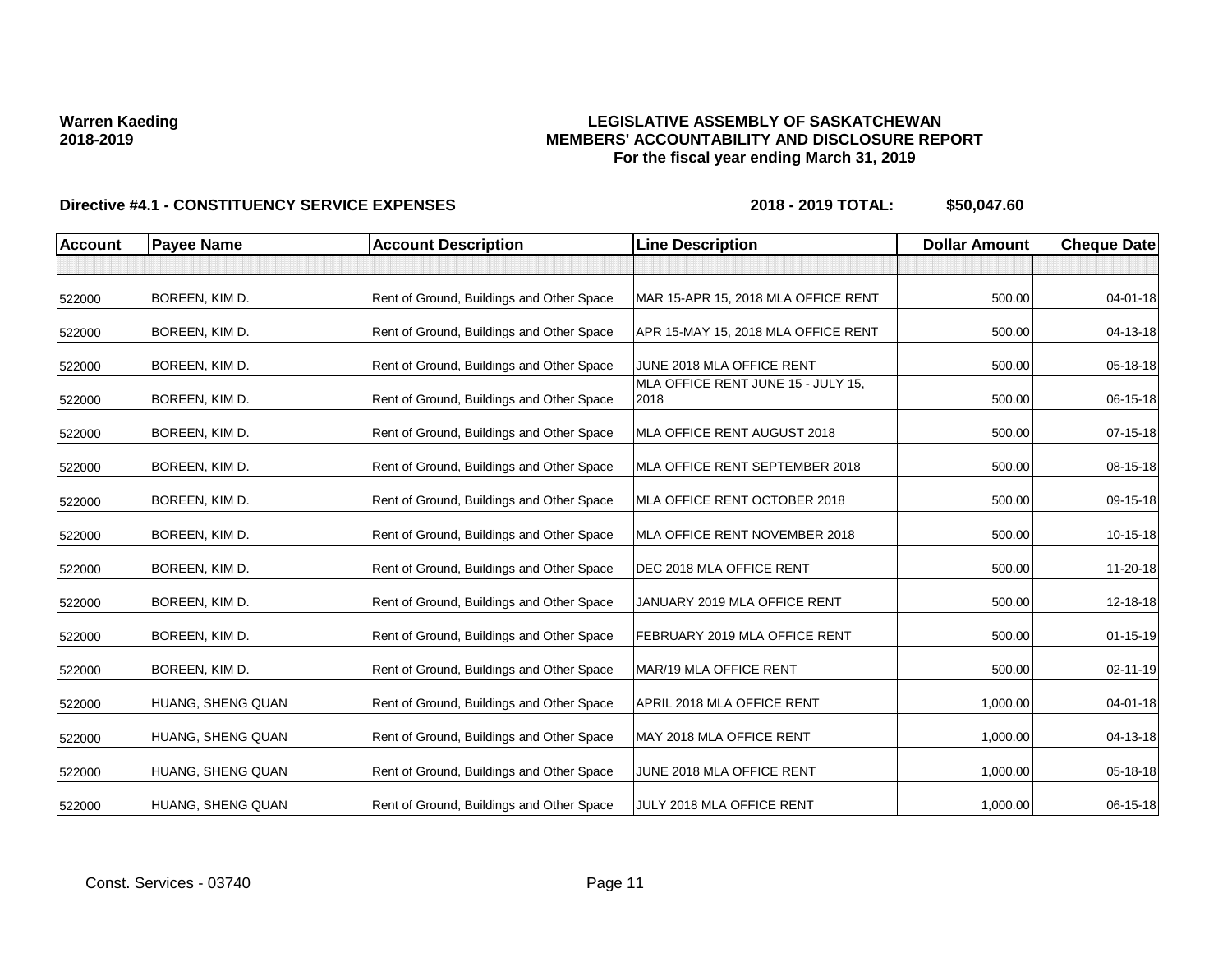**Warren Kaeding**
**2018-2019**

**LEGISLATIVE ASSEMBLY OF SASKATCHEWAN**
**MEMBERS' ACCOUNTABILITY AND DISCLOSURE REPORT**
**For the fiscal year ending March 31, 2019**

**Directive #4.1 - CONSTITUENCY SERVICE EXPENSES** **2018 - 2019 TOTAL: $50,047.60**

| Account | Payee Name | Account Description | Line Description | Dollar Amount | Cheque Date |
|---|---|---|---|---|---|
| | | | | | |
| 522000 | BOREEN, KIM D. | Rent of Ground, Buildings and Other Space | MAR 15-APR 15, 2018 MLA OFFICE RENT | 500.00 | 04-01-18 |
| 522000 | BOREEN, KIM D. | Rent of Ground, Buildings and Other Space | APR 15-MAY 15, 2018 MLA OFFICE RENT | 500.00 | 04-13-18 |
| 522000 | BOREEN, KIM D. | Rent of Ground, Buildings and Other Space | JUNE 2018 MLA OFFICE RENT | 500.00 | 05-18-18 |
| 522000 | BOREEN, KIM D. | Rent of Ground, Buildings and Other Space | MLA OFFICE RENT JUNE 15 - JULY 15, 2018 | 500.00 | 06-15-18 |
| 522000 | BOREEN, KIM D. | Rent of Ground, Buildings and Other Space | MLA OFFICE RENT AUGUST 2018 | 500.00 | 07-15-18 |
| 522000 | BOREEN, KIM D. | Rent of Ground, Buildings and Other Space | MLA OFFICE RENT SEPTEMBER 2018 | 500.00 | 08-15-18 |
| 522000 | BOREEN, KIM D. | Rent of Ground, Buildings and Other Space | MLA OFFICE RENT OCTOBER 2018 | 500.00 | 09-15-18 |
| 522000 | BOREEN, KIM D. | Rent of Ground, Buildings and Other Space | MLA OFFICE RENT NOVEMBER 2018 | 500.00 | 10-15-18 |
| 522000 | BOREEN, KIM D. | Rent of Ground, Buildings and Other Space | DEC 2018 MLA OFFICE RENT | 500.00 | 11-20-18 |
| 522000 | BOREEN, KIM D. | Rent of Ground, Buildings and Other Space | JANUARY 2019 MLA OFFICE RENT | 500.00 | 12-18-18 |
| 522000 | BOREEN, KIM D. | Rent of Ground, Buildings and Other Space | FEBRUARY 2019 MLA OFFICE RENT | 500.00 | 01-15-19 |
| 522000 | BOREEN, KIM D. | Rent of Ground, Buildings and Other Space | MAR/19 MLA OFFICE RENT | 500.00 | 02-11-19 |
| 522000 | HUANG, SHENG QUAN | Rent of Ground, Buildings and Other Space | APRIL 2018 MLA OFFICE RENT | 1,000.00 | 04-01-18 |
| 522000 | HUANG, SHENG QUAN | Rent of Ground, Buildings and Other Space | MAY 2018 MLA OFFICE RENT | 1,000.00 | 04-13-18 |
| 522000 | HUANG, SHENG QUAN | Rent of Ground, Buildings and Other Space | JUNE 2018 MLA OFFICE RENT | 1,000.00 | 05-18-18 |
| 522000 | HUANG, SHENG QUAN | Rent of Ground, Buildings and Other Space | JULY 2018 MLA OFFICE RENT | 1,000.00 | 06-15-18 |

Const. Services - 03740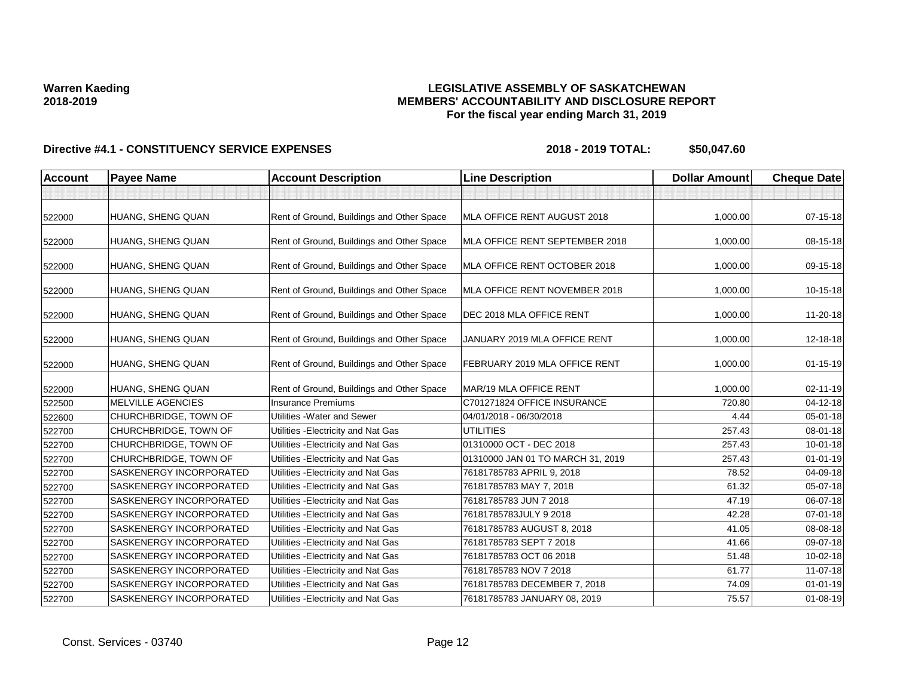**Warren Kaeding**
**2018-2019**

# LEGISLATIVE ASSEMBLY OF SASKATCHEWAN
## MEMBERS' ACCOUNTABILITY AND DISCLOSURE REPORT
### For the fiscal year ending March 31, 2019

**Directive #4.1 - CONSTITUENCY SERVICE EXPENSES** **2018 - 2019 TOTAL: $50,047.60**

| Account | Payee Name | Account Description | Line Description | Dollar Amount | Cheque Date |
|---|---|---|---|---|---|
| | | | | | |
| 522000 | HUANG, SHENG QUAN | Rent of Ground, Buildings and Other Space | MLA OFFICE RENT AUGUST 2018 | 1,000.00 | 07-15-18 |
| 522000 | HUANG, SHENG QUAN | Rent of Ground, Buildings and Other Space | MLA OFFICE RENT SEPTEMBER 2018 | 1,000.00 | 08-15-18 |
| 522000 | HUANG, SHENG QUAN | Rent of Ground, Buildings and Other Space | MLA OFFICE RENT OCTOBER 2018 | 1,000.00 | 09-15-18 |
| 522000 | HUANG, SHENG QUAN | Rent of Ground, Buildings and Other Space | MLA OFFICE RENT NOVEMBER 2018 | 1,000.00 | 10-15-18 |
| 522000 | HUANG, SHENG QUAN | Rent of Ground, Buildings and Other Space | DEC 2018 MLA OFFICE RENT | 1,000.00 | 11-20-18 |
| 522000 | HUANG, SHENG QUAN | Rent of Ground, Buildings and Other Space | JANUARY 2019 MLA OFFICE RENT | 1,000.00 | 12-18-18 |
| 522000 | HUANG, SHENG QUAN | Rent of Ground, Buildings and Other Space | FEBRUARY 2019 MLA OFFICE RENT | 1,000.00 | 01-15-19 |
| 522000 | HUANG, SHENG QUAN | Rent of Ground, Buildings and Other Space | MAR/19 MLA OFFICE RENT | 1,000.00 | 02-11-19 |
| 522500 | MELVILLE AGENCIES | Insurance Premiums | C701271824 OFFICE INSURANCE | 720.80 | 04-12-18 |
| 522600 | CHURCHBRIDGE, TOWN OF | Utilities -Water and Sewer | 04/01/2018 - 06/30/2018 | 4.44 | 05-01-18 |
| 522700 | CHURCHBRIDGE, TOWN OF | Utilities -Electricity and Nat Gas | UTILITIES | 257.43 | 08-01-18 |
| 522700 | CHURCHBRIDGE, TOWN OF | Utilities -Electricity and Nat Gas | 01310000 OCT - DEC 2018 | 257.43 | 10-01-18 |
| 522700 | CHURCHBRIDGE, TOWN OF | Utilities -Electricity and Nat Gas | 01310000 JAN 01 TO MARCH 31, 2019 | 257.43 | 01-01-19 |
| 522700 | SASKENERGY INCORPORATED | Utilities -Electricity and Nat Gas | 76181785783 APRIL 9, 2018 | 78.52 | 04-09-18 |
| 522700 | SASKENERGY INCORPORATED | Utilities -Electricity and Nat Gas | 76181785783 MAY 7, 2018 | 61.32 | 05-07-18 |
| 522700 | SASKENERGY INCORPORATED | Utilities -Electricity and Nat Gas | 76181785783 JUN 7 2018 | 47.19 | 06-07-18 |
| 522700 | SASKENERGY INCORPORATED | Utilities -Electricity and Nat Gas | 76181785783JULY 9 2018 | 42.28 | 07-01-18 |
| 522700 | SASKENERGY INCORPORATED | Utilities -Electricity and Nat Gas | 76181785783 AUGUST 8, 2018 | 41.05 | 08-08-18 |
| 522700 | SASKENERGY INCORPORATED | Utilities -Electricity and Nat Gas | 76181785783 SEPT 7 2018 | 41.66 | 09-07-18 |
| 522700 | SASKENERGY INCORPORATED | Utilities -Electricity and Nat Gas | 76181785783 OCT 06 2018 | 51.48 | 10-02-18 |
| 522700 | SASKENERGY INCORPORATED | Utilities -Electricity and Nat Gas | 76181785783 NOV 7 2018 | 61.77 | 11-07-18 |
| 522700 | SASKENERGY INCORPORATED | Utilities -Electricity and Nat Gas | 76181785783 DECEMBER 7, 2018 | 74.09 | 01-01-19 |
| 522700 | SASKENERGY INCORPORATED | Utilities -Electricity and Nat Gas | 76181785783 JANUARY 08, 2019 | 75.57 | 01-08-19 |

Const. Services - 03740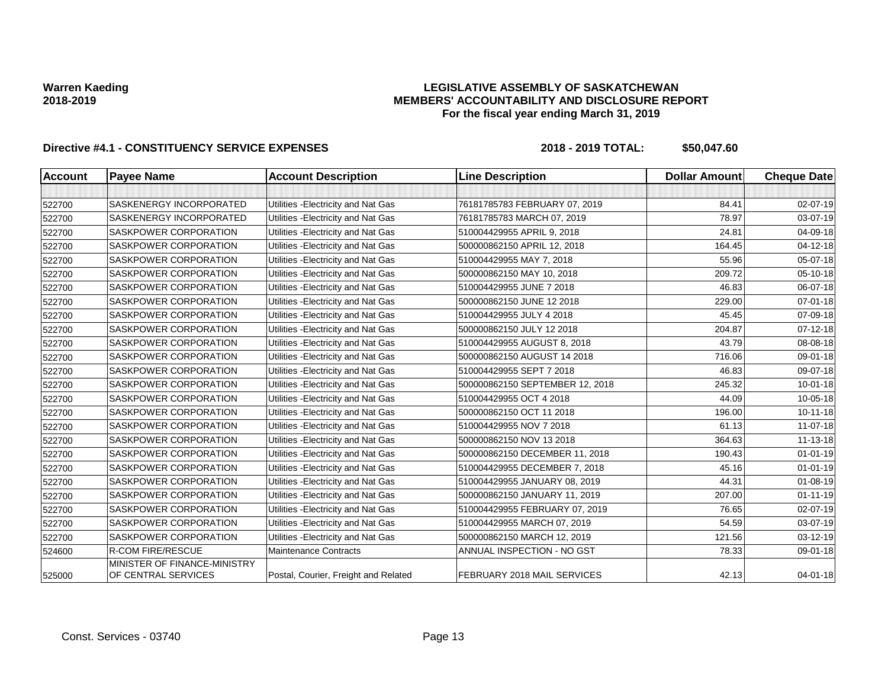**Warren Kaeding**
**2018-2019**

**LEGISLATIVE ASSEMBLY OF SASKATCHEWAN**
**MEMBERS' ACCOUNTABILITY AND DISCLOSURE REPORT**
**For the fiscal year ending March 31, 2019**

**Directive #4.1 - CONSTITUENCY SERVICE EXPENSES** **2018 - 2019 TOTAL: $50,047.60**

| Account | Payee Name | Account Description | Line Description | Dollar Amount | Cheque Date |
|---|---|---|---|---|---|
| | | | | | |
| 522700 | SASKENERGY INCORPORATED | Utilities -Electricity and Nat Gas | 76181785783 FEBRUARY 07, 2019 | 84.41 | 02-07-19 |
| 522700 | SASKENERGY INCORPORATED | Utilities -Electricity and Nat Gas | 76181785783 MARCH 07, 2019 | 78.97 | 03-07-19 |
| 522700 | SASKPOWER CORPORATION | Utilities -Electricity and Nat Gas | 510004429955 APRIL 9, 2018 | 24.81 | 04-09-18 |
| 522700 | SASKPOWER CORPORATION | Utilities -Electricity and Nat Gas | 500000862150 APRIL 12, 2018 | 164.45 | 04-12-18 |
| 522700 | SASKPOWER CORPORATION | Utilities -Electricity and Nat Gas | 510004429955 MAY 7, 2018 | 55.96 | 05-07-18 |
| 522700 | SASKPOWER CORPORATION | Utilities -Electricity and Nat Gas | 500000862150 MAY 10, 2018 | 209.72 | 05-10-18 |
| 522700 | SASKPOWER CORPORATION | Utilities -Electricity and Nat Gas | 510004429955 JUNE 7 2018 | 46.83 | 06-07-18 |
| 522700 | SASKPOWER CORPORATION | Utilities -Electricity and Nat Gas | 500000862150 JUNE 12 2018 | 229.00 | 07-01-18 |
| 522700 | SASKPOWER CORPORATION | Utilities -Electricity and Nat Gas | 510004429955 JULY 4 2018 | 45.45 | 07-09-18 |
| 522700 | SASKPOWER CORPORATION | Utilities -Electricity and Nat Gas | 500000862150 JULY 12 2018 | 204.87 | 07-12-18 |
| 522700 | SASKPOWER CORPORATION | Utilities -Electricity and Nat Gas | 510004429955 AUGUST 8, 2018 | 43.79 | 08-08-18 |
| 522700 | SASKPOWER CORPORATION | Utilities -Electricity and Nat Gas | 500000862150 AUGUST 14 2018 | 716.06 | 09-01-18 |
| 522700 | SASKPOWER CORPORATION | Utilities -Electricity and Nat Gas | 510004429955 SEPT 7 2018 | 46.83 | 09-07-18 |
| 522700 | SASKPOWER CORPORATION | Utilities -Electricity and Nat Gas | 500000862150 SEPTEMBER 12, 2018 | 245.32 | 10-01-18 |
| 522700 | SASKPOWER CORPORATION | Utilities -Electricity and Nat Gas | 510004429955 OCT 4 2018 | 44.09 | 10-05-18 |
| 522700 | SASKPOWER CORPORATION | Utilities -Electricity and Nat Gas | 500000862150 OCT 11 2018 | 196.00 | 10-11-18 |
| 522700 | SASKPOWER CORPORATION | Utilities -Electricity and Nat Gas | 510004429955 NOV 7 2018 | 61.13 | 11-07-18 |
| 522700 | SASKPOWER CORPORATION | Utilities -Electricity and Nat Gas | 500000862150 NOV 13 2018 | 364.63 | 11-13-18 |
| 522700 | SASKPOWER CORPORATION | Utilities -Electricity and Nat Gas | 500000862150 DECEMBER 11, 2018 | 190.43 | 01-01-19 |
| 522700 | SASKPOWER CORPORATION | Utilities -Electricity and Nat Gas | 510004429955 DECEMBER 7, 2018 | 45.16 | 01-01-19 |
| 522700 | SASKPOWER CORPORATION | Utilities -Electricity and Nat Gas | 510004429955 JANUARY 08, 2019 | 44.31 | 01-08-19 |
| 522700 | SASKPOWER CORPORATION | Utilities -Electricity and Nat Gas | 500000862150 JANUARY 11, 2019 | 207.00 | 01-11-19 |
| 522700 | SASKPOWER CORPORATION | Utilities -Electricity and Nat Gas | 510004429955 FEBRUARY 07, 2019 | 76.65 | 02-07-19 |
| 522700 | SASKPOWER CORPORATION | Utilities -Electricity and Nat Gas | 510004429955 MARCH 07, 2019 | 54.59 | 03-07-19 |
| 522700 | SASKPOWER CORPORATION | Utilities -Electricity and Nat Gas | 500000862150 MARCH 12, 2019 | 121.56 | 03-12-19 |
| 524600 | R-COM FIRE/RESCUE | Maintenance Contracts | ANNUAL INSPECTION - NO GST | 78.33 | 09-01-18 |
| 525000 | MINISTER OF FINANCE-MINISTRY OF CENTRAL SERVICES | Postal, Courier, Freight and Related | FEBRUARY 2018 MAIL SERVICES | 42.13 | 04-01-18 |

Const. Services - 03740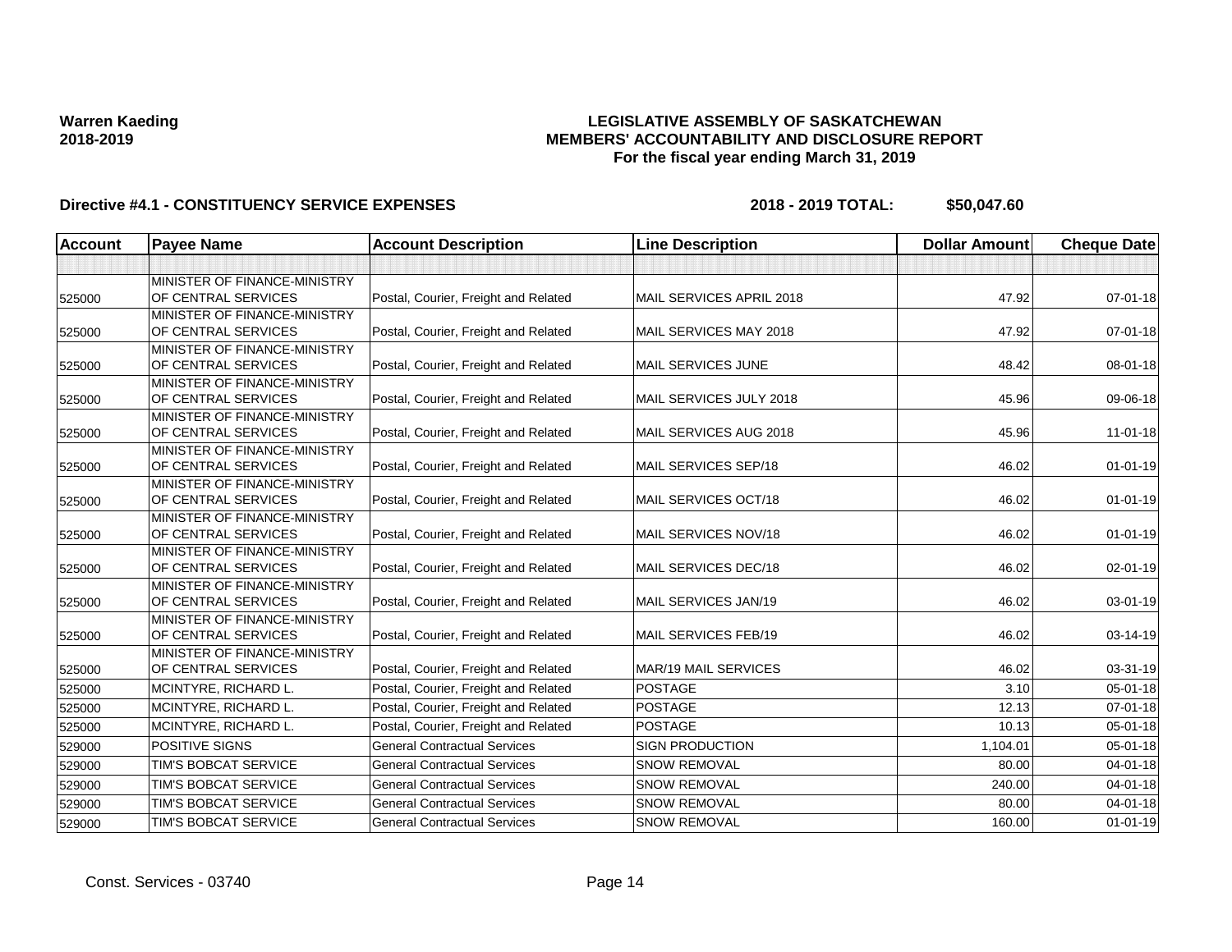**Warren Kaeding**
**2018-2019**

**LEGISLATIVE ASSEMBLY OF SASKATCHEWAN**
**MEMBERS' ACCOUNTABILITY AND DISCLOSURE REPORT**
**For the fiscal year ending March 31, 2019**

**Directive #4.1 - CONSTITUENCY SERVICE EXPENSES** **2018 - 2019 TOTAL: $50,047.60**

| Account | Payee Name | Account Description | Line Description | Dollar Amount | Cheque Date |
|---|---|---|---|---|---|
| | | | | | |
| 525000 | MINISTER OF FINANCE-MINISTRY OF CENTRAL SERVICES | Postal, Courier, Freight and Related | MAIL SERVICES APRIL 2018 | 47.92 | 07-01-18 |
| 525000 | MINISTER OF FINANCE-MINISTRY OF CENTRAL SERVICES | Postal, Courier, Freight and Related | MAIL SERVICES MAY 2018 | 47.92 | 07-01-18 |
| 525000 | MINISTER OF FINANCE-MINISTRY OF CENTRAL SERVICES | Postal, Courier, Freight and Related | MAIL SERVICES JUNE | 48.42 | 08-01-18 |
| 525000 | MINISTER OF FINANCE-MINISTRY OF CENTRAL SERVICES | Postal, Courier, Freight and Related | MAIL SERVICES JULY 2018 | 45.96 | 09-06-18 |
| 525000 | MINISTER OF FINANCE-MINISTRY OF CENTRAL SERVICES | Postal, Courier, Freight and Related | MAIL SERVICES AUG 2018 | 45.96 | 11-01-18 |
| 525000 | MINISTER OF FINANCE-MINISTRY OF CENTRAL SERVICES | Postal, Courier, Freight and Related | MAIL SERVICES SEP/18 | 46.02 | 01-01-19 |
| 525000 | MINISTER OF FINANCE-MINISTRY OF CENTRAL SERVICES | Postal, Courier, Freight and Related | MAIL SERVICES OCT/18 | 46.02 | 01-01-19 |
| 525000 | MINISTER OF FINANCE-MINISTRY OF CENTRAL SERVICES | Postal, Courier, Freight and Related | MAIL SERVICES NOV/18 | 46.02 | 01-01-19 |
| 525000 | MINISTER OF FINANCE-MINISTRY OF CENTRAL SERVICES | Postal, Courier, Freight and Related | MAIL SERVICES DEC/18 | 46.02 | 02-01-19 |
| 525000 | MINISTER OF FINANCE-MINISTRY OF CENTRAL SERVICES | Postal, Courier, Freight and Related | MAIL SERVICES JAN/19 | 46.02 | 03-01-19 |
| 525000 | MINISTER OF FINANCE-MINISTRY OF CENTRAL SERVICES | Postal, Courier, Freight and Related | MAIL SERVICES FEB/19 | 46.02 | 03-14-19 |
| 525000 | MINISTER OF FINANCE-MINISTRY OF CENTRAL SERVICES | Postal, Courier, Freight and Related | MAR/19 MAIL SERVICES | 46.02 | 03-31-19 |
| 525000 | MCINTYRE, RICHARD L. | Postal, Courier, Freight and Related | POSTAGE | 3.10 | 05-01-18 |
| 525000 | MCINTYRE, RICHARD L. | Postal, Courier, Freight and Related | POSTAGE | 12.13 | 07-01-18 |
| 525000 | MCINTYRE, RICHARD L. | Postal, Courier, Freight and Related | POSTAGE | 10.13 | 05-01-18 |
| 529000 | POSITIVE SIGNS | General Contractual Services | SIGN PRODUCTION | 1,104.01 | 05-01-18 |
| 529000 | TIM'S BOBCAT SERVICE | General Contractual Services | SNOW REMOVAL | 80.00 | 04-01-18 |
| 529000 | TIM'S BOBCAT SERVICE | General Contractual Services | SNOW REMOVAL | 240.00 | 04-01-18 |
| 529000 | TIM'S BOBCAT SERVICE | General Contractual Services | SNOW REMOVAL | 80.00 | 04-01-18 |
| 529000 | TIM'S BOBCAT SERVICE | General Contractual Services | SNOW REMOVAL | 160.00 | 01-01-19 |

Const. Services - 03740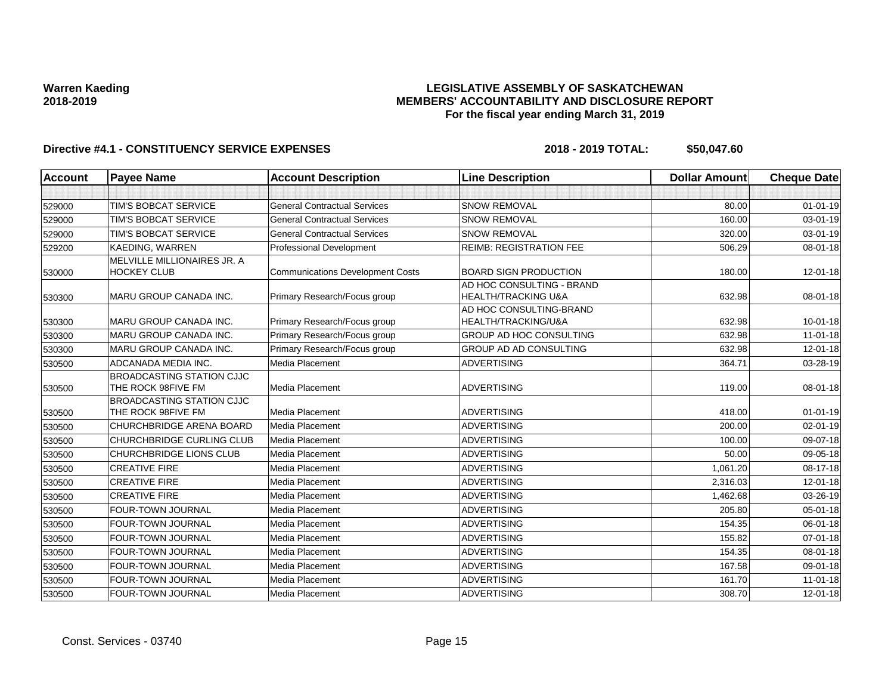**Warren Kaeding**
**2018-2019**

# LEGISLATIVE ASSEMBLY OF SASKATCHEWAN
## MEMBERS' ACCOUNTABILITY AND DISCLOSURE REPORT
### For the fiscal year ending March 31, 2019

**Directive #4.1 - CONSTITUENCY SERVICE EXPENSES** **2018 - 2019 TOTAL: $50,047.60**

| Account | Payee Name | Account Description | Line Description | Dollar Amount | Cheque Date |
|---|---|---|---|---|---|
| | | | | | |
| 529000 | TIM'S BOBCAT SERVICE | General Contractual Services | SNOW REMOVAL | 80.00 | 01-01-19 |
| 529000 | TIM'S BOBCAT SERVICE | General Contractual Services | SNOW REMOVAL | 160.00 | 03-01-19 |
| 529000 | TIM'S BOBCAT SERVICE | General Contractual Services | SNOW REMOVAL | 320.00 | 03-01-19 |
| 529200 | KAEDING, WARREN | Professional Development | REIMB: REGISTRATION FEE | 506.29 | 08-01-18 |
| 530000 | MELVILLE MILLIONAIRES JR. A HOCKEY CLUB | Communications Development Costs | BOARD SIGN PRODUCTION | 180.00 | 12-01-18 |
| 530300 | MARU GROUP CANADA INC. | Primary Research/Focus group | AD HOC CONSULTING - BRAND HEALTH/TRACKING U&A | 632.98 | 08-01-18 |
| 530300 | MARU GROUP CANADA INC. | Primary Research/Focus group | AD HOC CONSULTING-BRAND HEALTH/TRACKING/U&A | 632.98 | 10-01-18 |
| 530300 | MARU GROUP CANADA INC. | Primary Research/Focus group | GROUP AD HOC CONSULTING | 632.98 | 11-01-18 |
| 530300 | MARU GROUP CANADA INC. | Primary Research/Focus group | GROUP AD AD CONSULTING | 632.98 | 12-01-18 |
| 530500 | ADCANADA MEDIA INC. | Media Placement | ADVERTISING | 364.71 | 03-28-19 |
| 530500 | BROADCASTING STATION CJJC THE ROCK 98FIVE FM | Media Placement | ADVERTISING | 119.00 | 08-01-18 |
| 530500 | BROADCASTING STATION CJJC THE ROCK 98FIVE FM | Media Placement | ADVERTISING | 418.00 | 01-01-19 |
| 530500 | CHURCHBRIDGE ARENA BOARD | Media Placement | ADVERTISING | 200.00 | 02-01-19 |
| 530500 | CHURCHBRIDGE CURLING CLUB | Media Placement | ADVERTISING | 100.00 | 09-07-18 |
| 530500 | CHURCHBRIDGE LIONS CLUB | Media Placement | ADVERTISING | 50.00 | 09-05-18 |
| 530500 | CREATIVE FIRE | Media Placement | ADVERTISING | 1,061.20 | 08-17-18 |
| 530500 | CREATIVE FIRE | Media Placement | ADVERTISING | 2,316.03 | 12-01-18 |
| 530500 | CREATIVE FIRE | Media Placement | ADVERTISING | 1,462.68 | 03-26-19 |
| 530500 | FOUR-TOWN JOURNAL | Media Placement | ADVERTISING | 205.80 | 05-01-18 |
| 530500 | FOUR-TOWN JOURNAL | Media Placement | ADVERTISING | 154.35 | 06-01-18 |
| 530500 | FOUR-TOWN JOURNAL | Media Placement | ADVERTISING | 155.82 | 07-01-18 |
| 530500 | FOUR-TOWN JOURNAL | Media Placement | ADVERTISING | 154.35 | 08-01-18 |
| 530500 | FOUR-TOWN JOURNAL | Media Placement | ADVERTISING | 167.58 | 09-01-18 |
| 530500 | FOUR-TOWN JOURNAL | Media Placement | ADVERTISING | 161.70 | 11-01-18 |
| 530500 | FOUR-TOWN JOURNAL | Media Placement | ADVERTISING | 308.70 | 12-01-18 |

Const. Services - 03740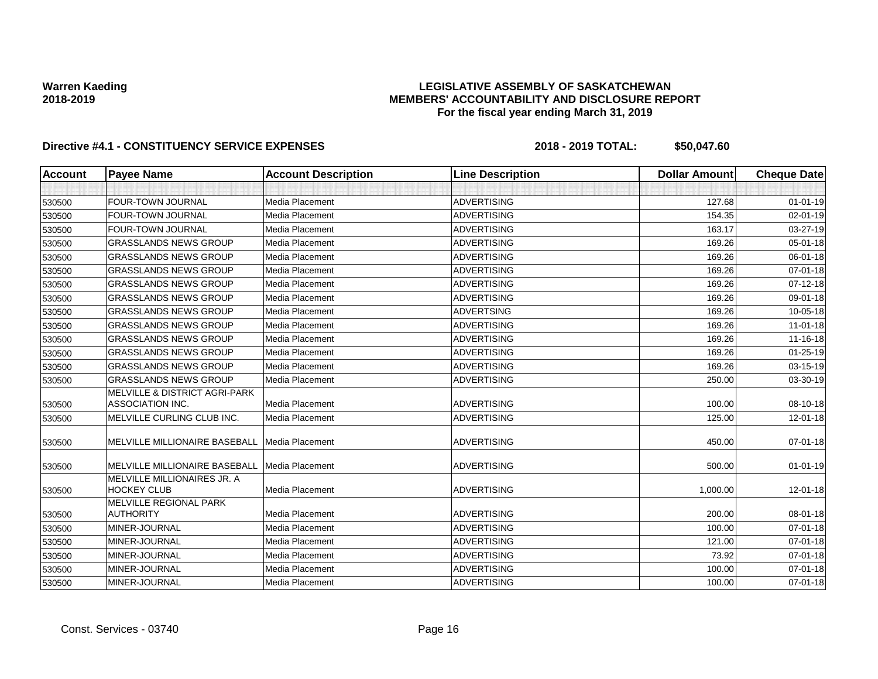**Warren Kaeding**
**2018-2019**

**LEGISLATIVE ASSEMBLY OF SASKATCHEWAN**
**MEMBERS' ACCOUNTABILITY AND DISCLOSURE REPORT**
**For the fiscal year ending March 31, 2019**

**Directive #4.1 - CONSTITUENCY SERVICE EXPENSES** **2018 - 2019 TOTAL: $50,047.60**

| Account | Payee Name | Account Description | Line Description | Dollar Amount | Cheque Date |
|---|---|---|---|---|---|
| | | | | | |
| 530500 | FOUR-TOWN JOURNAL | Media Placement | ADVERTISING | 127.68 | 01-01-19 |
| 530500 | FOUR-TOWN JOURNAL | Media Placement | ADVERTISING | 154.35 | 02-01-19 |
| 530500 | FOUR-TOWN JOURNAL | Media Placement | ADVERTISING | 163.17 | 03-27-19 |
| 530500 | GRASSLANDS NEWS GROUP | Media Placement | ADVERTISING | 169.26 | 05-01-18 |
| 530500 | GRASSLANDS NEWS GROUP | Media Placement | ADVERTISING | 169.26 | 06-01-18 |
| 530500 | GRASSLANDS NEWS GROUP | Media Placement | ADVERTISING | 169.26 | 07-01-18 |
| 530500 | GRASSLANDS NEWS GROUP | Media Placement | ADVERTISING | 169.26 | 07-12-18 |
| 530500 | GRASSLANDS NEWS GROUP | Media Placement | ADVERTISING | 169.26 | 09-01-18 |
| 530500 | GRASSLANDS NEWS GROUP | Media Placement | ADVERTSING | 169.26 | 10-05-18 |
| 530500 | GRASSLANDS NEWS GROUP | Media Placement | ADVERTISING | 169.26 | 11-01-18 |
| 530500 | GRASSLANDS NEWS GROUP | Media Placement | ADVERTISING | 169.26 | 11-16-18 |
| 530500 | GRASSLANDS NEWS GROUP | Media Placement | ADVERTISING | 169.26 | 01-25-19 |
| 530500 | GRASSLANDS NEWS GROUP | Media Placement | ADVERTISING | 169.26 | 03-15-19 |
| 530500 | GRASSLANDS NEWS GROUP | Media Placement | ADVERTISING | 250.00 | 03-30-19 |
| 530500 | MELVILLE & DISTRICT AGRI-PARK ASSOCIATION INC. | Media Placement | ADVERTISING | 100.00 | 08-10-18 |
| 530500 | MELVILLE CURLING CLUB INC. | Media Placement | ADVERTISING | 125.00 | 12-01-18 |
| 530500 | MELVILLE MILLIONAIRE BASEBALL | Media Placement | ADVERTISING | 450.00 | 07-01-18 |
| 530500 | MELVILLE MILLIONAIRE BASEBALL | Media Placement | ADVERTISING | 500.00 | 01-01-19 |
| 530500 | MELVILLE MILLIONAIRES JR. A HOCKEY CLUB | Media Placement | ADVERTISING | 1,000.00 | 12-01-18 |
| 530500 | MELVILLE REGIONAL PARK AUTHORITY | Media Placement | ADVERTISING | 200.00 | 08-01-18 |
| 530500 | MINER-JOURNAL | Media Placement | ADVERTISING | 100.00 | 07-01-18 |
| 530500 | MINER-JOURNAL | Media Placement | ADVERTISING | 121.00 | 07-01-18 |
| 530500 | MINER-JOURNAL | Media Placement | ADVERTISING | 73.92 | 07-01-18 |
| 530500 | MINER-JOURNAL | Media Placement | ADVERTISING | 100.00 | 07-01-18 |
| 530500 | MINER-JOURNAL | Media Placement | ADVERTISING | 100.00 | 07-01-18 |

Const. Services - 03740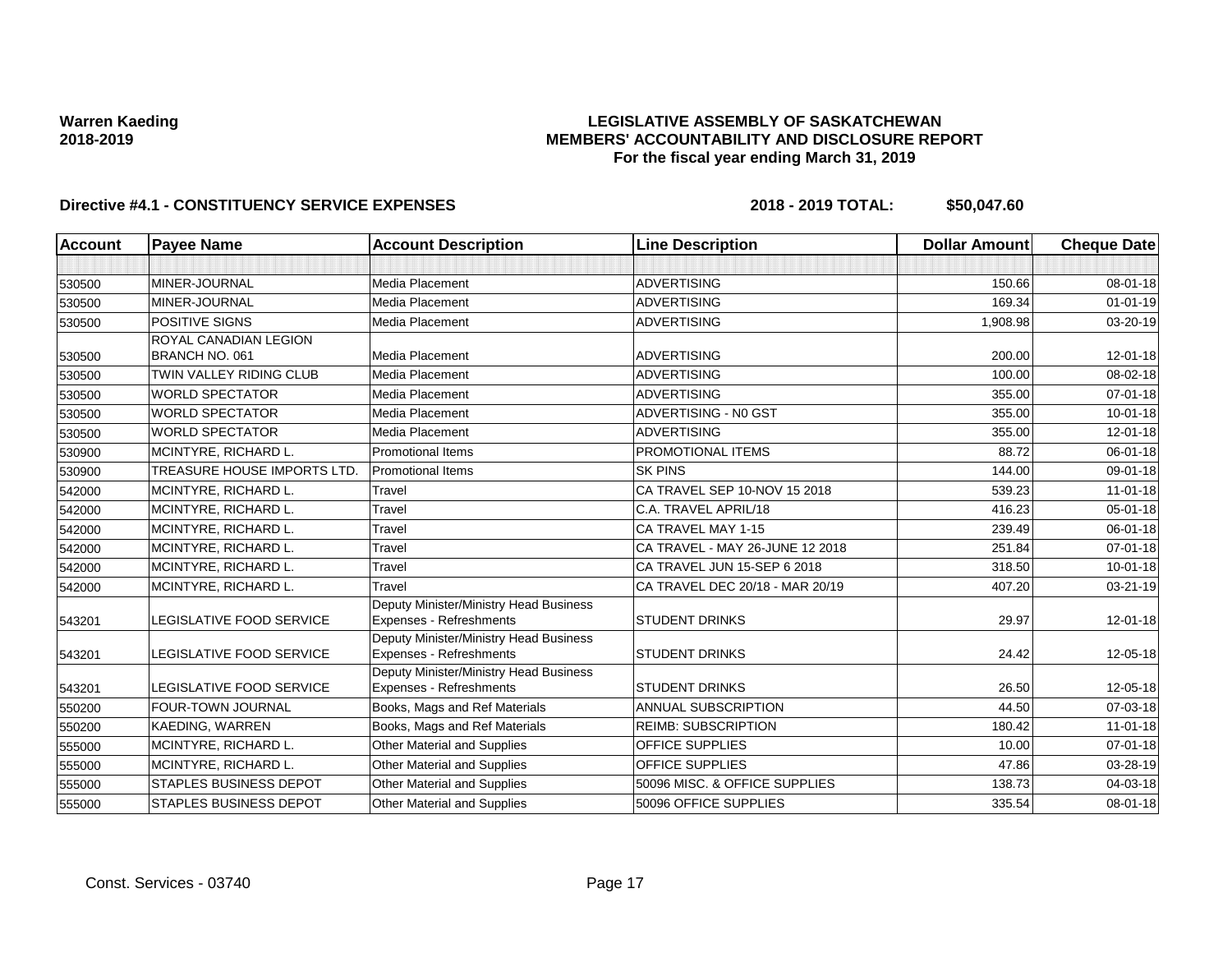**Warren Kaeding**
**2018-2019**

# LEGISLATIVE ASSEMBLY OF SASKATCHEWAN
## MEMBERS' ACCOUNTABILITY AND DISCLOSURE REPORT
### For the fiscal year ending March 31, 2019

**Directive #4.1 - CONSTITUENCY SERVICE EXPENSES** **2018 - 2019 TOTAL: $50,047.60**

| Account | Payee Name | Account Description | Line Description | Dollar Amount | Cheque Date |
|---|---|---|---|---|---|
| | | | | | |
| 530500 | MINER-JOURNAL | Media Placement | ADVERTISING | 150.66 | 08-01-18 |
| 530500 | MINER-JOURNAL | Media Placement | ADVERTISING | 169.34 | 01-01-19 |
| 530500 | POSITIVE SIGNS | Media Placement | ADVERTISING | 1,908.98 | 03-20-19 |
| 530500 | ROYAL CANADIAN LEGION BRANCH NO. 061 | Media Placement | ADVERTISING | 200.00 | 12-01-18 |
| 530500 | TWIN VALLEY RIDING CLUB | Media Placement | ADVERTISING | 100.00 | 08-02-18 |
| 530500 | WORLD SPECTATOR | Media Placement | ADVERTISING | 355.00 | 07-01-18 |
| 530500 | WORLD SPECTATOR | Media Placement | ADVERTISING - N0 GST | 355.00 | 10-01-18 |
| 530500 | WORLD SPECTATOR | Media Placement | ADVERTISING | 355.00 | 12-01-18 |
| 530900 | MCINTYRE, RICHARD L. | Promotional Items | PROMOTIONAL ITEMS | 88.72 | 06-01-18 |
| 530900 | TREASURE HOUSE IMPORTS LTD. | Promotional Items | SK PINS | 144.00 | 09-01-18 |
| 542000 | MCINTYRE, RICHARD L. | Travel | CA TRAVEL SEP 10-NOV 15 2018 | 539.23 | 11-01-18 |
| 542000 | MCINTYRE, RICHARD L. | Travel | C.A. TRAVEL APRIL/18 | 416.23 | 05-01-18 |
| 542000 | MCINTYRE, RICHARD L. | Travel | CA TRAVEL MAY 1-15 | 239.49 | 06-01-18 |
| 542000 | MCINTYRE, RICHARD L. | Travel | CA TRAVEL - MAY 26-JUNE 12 2018 | 251.84 | 07-01-18 |
| 542000 | MCINTYRE, RICHARD L. | Travel | CA TRAVEL JUN 15-SEP 6 2018 | 318.50 | 10-01-18 |
| 542000 | MCINTYRE, RICHARD L. | Travel | CA TRAVEL DEC 20/18 - MAR 20/19 | 407.20 | 03-21-19 |
| 543201 | LEGISLATIVE FOOD SERVICE | Deputy Minister/Ministry Head Business Expenses - Refreshments | STUDENT DRINKS | 29.97 | 12-01-18 |
| 543201 | LEGISLATIVE FOOD SERVICE | Deputy Minister/Ministry Head Business Expenses - Refreshments | STUDENT DRINKS | 24.42 | 12-05-18 |
| 543201 | LEGISLATIVE FOOD SERVICE | Deputy Minister/Ministry Head Business Expenses - Refreshments | STUDENT DRINKS | 26.50 | 12-05-18 |
| 550200 | FOUR-TOWN JOURNAL | Books, Mags and Ref Materials | ANNUAL SUBSCRIPTION | 44.50 | 07-03-18 |
| 550200 | KAEDING, WARREN | Books, Mags and Ref Materials | REIMB: SUBSCRIPTION | 180.42 | 11-01-18 |
| 555000 | MCINTYRE, RICHARD L. | Other Material and Supplies | OFFICE SUPPLIES | 10.00 | 07-01-18 |
| 555000 | MCINTYRE, RICHARD L. | Other Material and Supplies | OFFICE SUPPLIES | 47.86 | 03-28-19 |
| 555000 | STAPLES BUSINESS DEPOT | Other Material and Supplies | 50096 MISC. & OFFICE SUPPLIES | 138.73 | 04-03-18 |
| 555000 | STAPLES BUSINESS DEPOT | Other Material and Supplies | 50096 OFFICE SUPPLIES | 335.54 | 08-01-18 |

Const. Services - 03740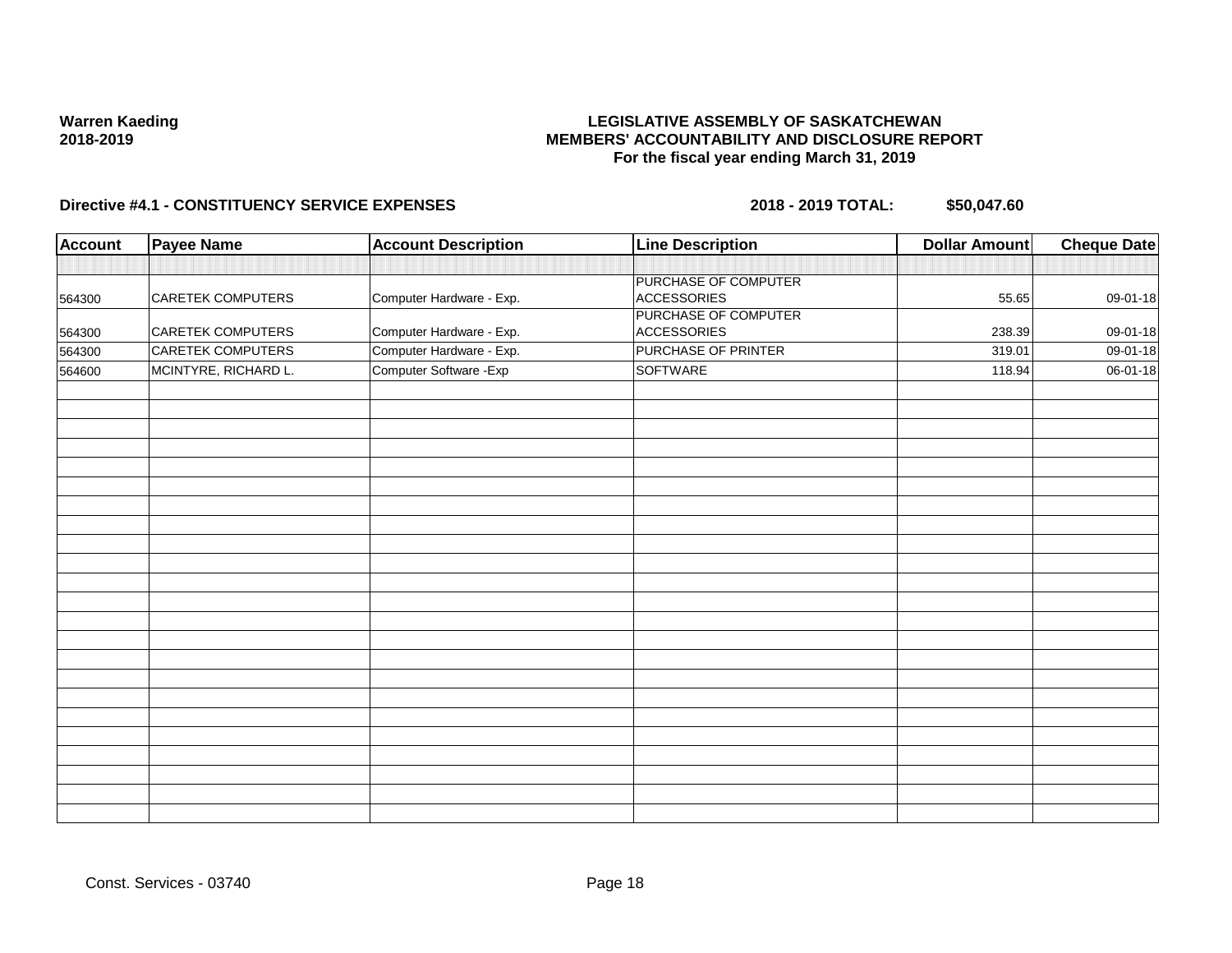Warren Kaeding
2018-2019

**LEGISLATIVE ASSEMBLY OF SASKATCHEWAN**
**MEMBERS' ACCOUNTABILITY AND DISCLOSURE REPORT**
**For the fiscal year ending March 31, 2019**

**Directive #4.1 - CONSTITUENCY SERVICE EXPENSES** **2018 - 2019 TOTAL: $50,047.60**

| Account | Payee Name | Account Description | Line Description | Dollar Amount | Cheque Date |
|---|---|---|---|---|---|
| | | | | | |
| 564300 | CARETEK COMPUTERS | Computer Hardware - Exp. | PURCHASE OF COMPUTER ACCESSORIES | 55.65 | 09-01-18 |
| 564300 | CARETEK COMPUTERS | Computer Hardware - Exp. | PURCHASE OF COMPUTER ACCESSORIES | 238.39 | 09-01-18 |
| 564300 | CARETEK COMPUTERS | Computer Hardware - Exp. | PURCHASE OF PRINTER | 319.01 | 09-01-18 |
| 564600 | MCINTYRE, RICHARD L. | Computer Software -Exp | SOFTWARE | 118.94 | 06-01-18 |

Const. Services - 03740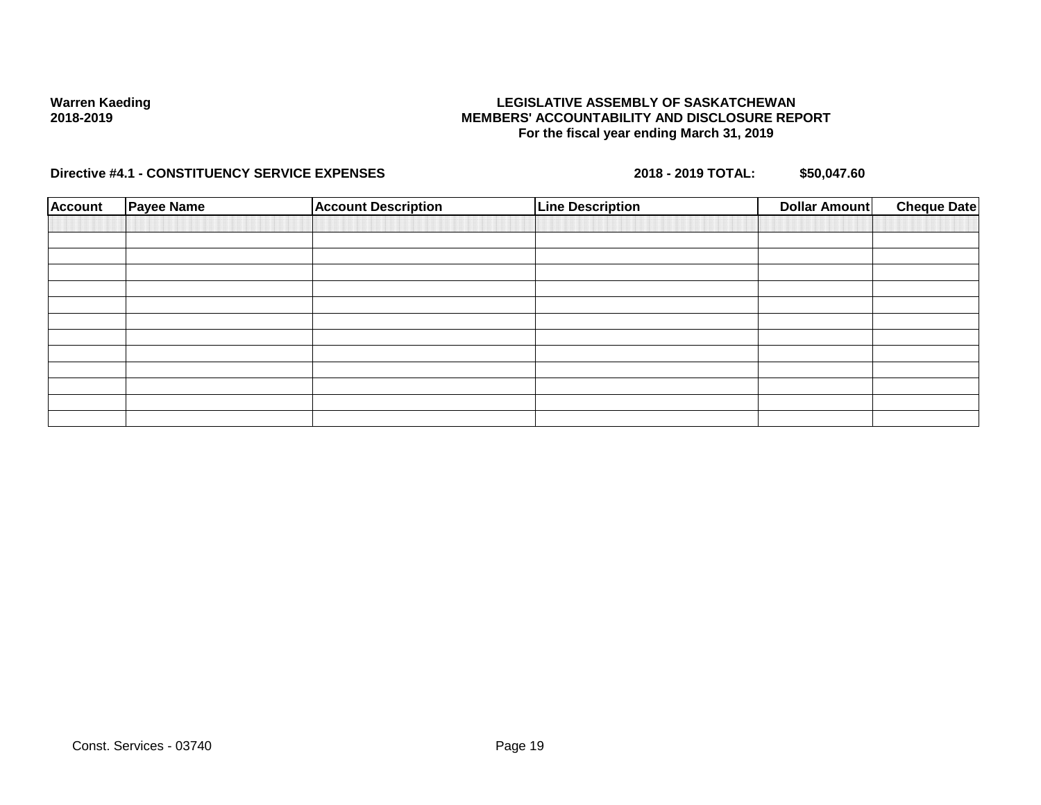**Warren Kaeding**
**2018-2019**

**LEGISLATIVE ASSEMBLY OF SASKATCHEWAN**
**MEMBERS' ACCOUNTABILITY AND DISCLOSURE REPORT**
**For the fiscal year ending March 31, 2019**

**Directive #4.1 - CONSTITUENCY SERVICE EXPENSES** **2018 - 2019 TOTAL: $50,047.60**

| Account | Payee Name | Account Description | Line Description | Dollar Amount | Cheque Date |
|---|---|---|---|---|---|
| | | | | | |
| | | | | | |
| | | | | | |
| | | | | | |
| | | | | | |
| | | | | | |
| | | | | | |
| | | | | | |
| | | | | | |
| | | | | | |
| | | | | | |
| | | | | | |

Const. Services - 03740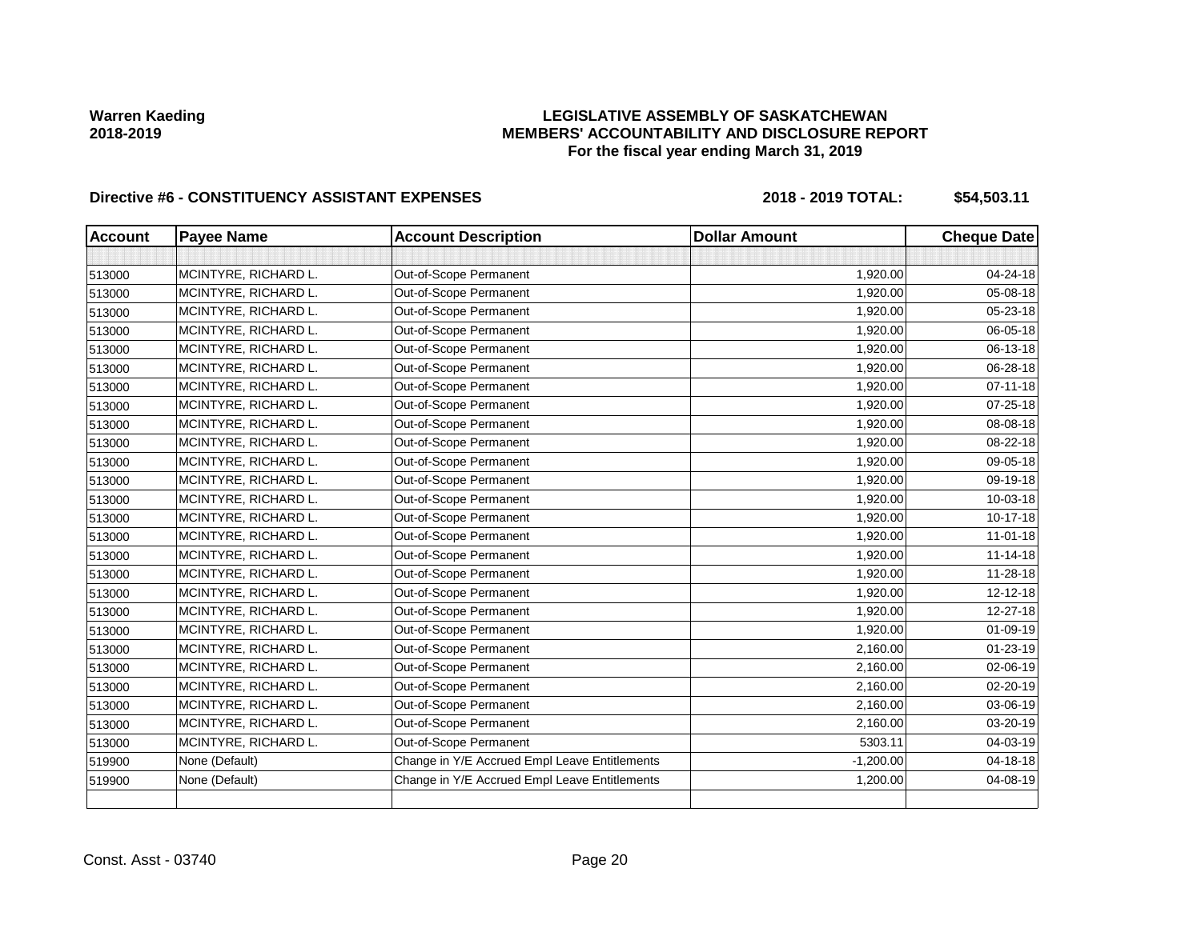**Warren Kaeding**
**2018-2019**

# LEGISLATIVE ASSEMBLY OF SASKATCHEWAN
## MEMBERS' ACCOUNTABILITY AND DISCLOSURE REPORT
### For the fiscal year ending March 31, 2019

**Directive #6 - CONSTITUENCY ASSISTANT EXPENSES** **2018 - 2019 TOTAL: $54,503.11**

| Account | Payee Name | Account Description | Dollar Amount | Cheque Date |
|---|---|---|---|---|
| | | | | |
| 513000 | MCINTYRE, RICHARD L. | Out-of-Scope Permanent | 1,920.00 | 04-24-18 |
| 513000 | MCINTYRE, RICHARD L. | Out-of-Scope Permanent | 1,920.00 | 05-08-18 |
| 513000 | MCINTYRE, RICHARD L. | Out-of-Scope Permanent | 1,920.00 | 05-23-18 |
| 513000 | MCINTYRE, RICHARD L. | Out-of-Scope Permanent | 1,920.00 | 06-05-18 |
| 513000 | MCINTYRE, RICHARD L. | Out-of-Scope Permanent | 1,920.00 | 06-13-18 |
| 513000 | MCINTYRE, RICHARD L. | Out-of-Scope Permanent | 1,920.00 | 06-28-18 |
| 513000 | MCINTYRE, RICHARD L. | Out-of-Scope Permanent | 1,920.00 | 07-11-18 |
| 513000 | MCINTYRE, RICHARD L. | Out-of-Scope Permanent | 1,920.00 | 07-25-18 |
| 513000 | MCINTYRE, RICHARD L. | Out-of-Scope Permanent | 1,920.00 | 08-08-18 |
| 513000 | MCINTYRE, RICHARD L. | Out-of-Scope Permanent | 1,920.00 | 08-22-18 |
| 513000 | MCINTYRE, RICHARD L. | Out-of-Scope Permanent | 1,920.00 | 09-05-18 |
| 513000 | MCINTYRE, RICHARD L. | Out-of-Scope Permanent | 1,920.00 | 09-19-18 |
| 513000 | MCINTYRE, RICHARD L. | Out-of-Scope Permanent | 1,920.00 | 10-03-18 |
| 513000 | MCINTYRE, RICHARD L. | Out-of-Scope Permanent | 1,920.00 | 10-17-18 |
| 513000 | MCINTYRE, RICHARD L. | Out-of-Scope Permanent | 1,920.00 | 11-01-18 |
| 513000 | MCINTYRE, RICHARD L. | Out-of-Scope Permanent | 1,920.00 | 11-14-18 |
| 513000 | MCINTYRE, RICHARD L. | Out-of-Scope Permanent | 1,920.00 | 11-28-18 |
| 513000 | MCINTYRE, RICHARD L. | Out-of-Scope Permanent | 1,920.00 | 12-12-18 |
| 513000 | MCINTYRE, RICHARD L. | Out-of-Scope Permanent | 1,920.00 | 12-27-18 |
| 513000 | MCINTYRE, RICHARD L. | Out-of-Scope Permanent | 1,920.00 | 01-09-19 |
| 513000 | MCINTYRE, RICHARD L. | Out-of-Scope Permanent | 2,160.00 | 01-23-19 |
| 513000 | MCINTYRE, RICHARD L. | Out-of-Scope Permanent | 2,160.00 | 02-06-19 |
| 513000 | MCINTYRE, RICHARD L. | Out-of-Scope Permanent | 2,160.00 | 02-20-19 |
| 513000 | MCINTYRE, RICHARD L. | Out-of-Scope Permanent | 2,160.00 | 03-06-19 |
| 513000 | MCINTYRE, RICHARD L. | Out-of-Scope Permanent | 2,160.00 | 03-20-19 |
| 513000 | MCINTYRE, RICHARD L. | Out-of-Scope Permanent | 5303.11 | 04-03-19 |
| 519900 | None (Default) | Change in Y/E Accrued Empl Leave Entitlements | -1,200.00 | 04-18-18 |
| 519900 | None (Default) | Change in Y/E Accrued Empl Leave Entitlements | 1,200.00 | 04-08-19 |
| | | | | |

Const. Asst - 03740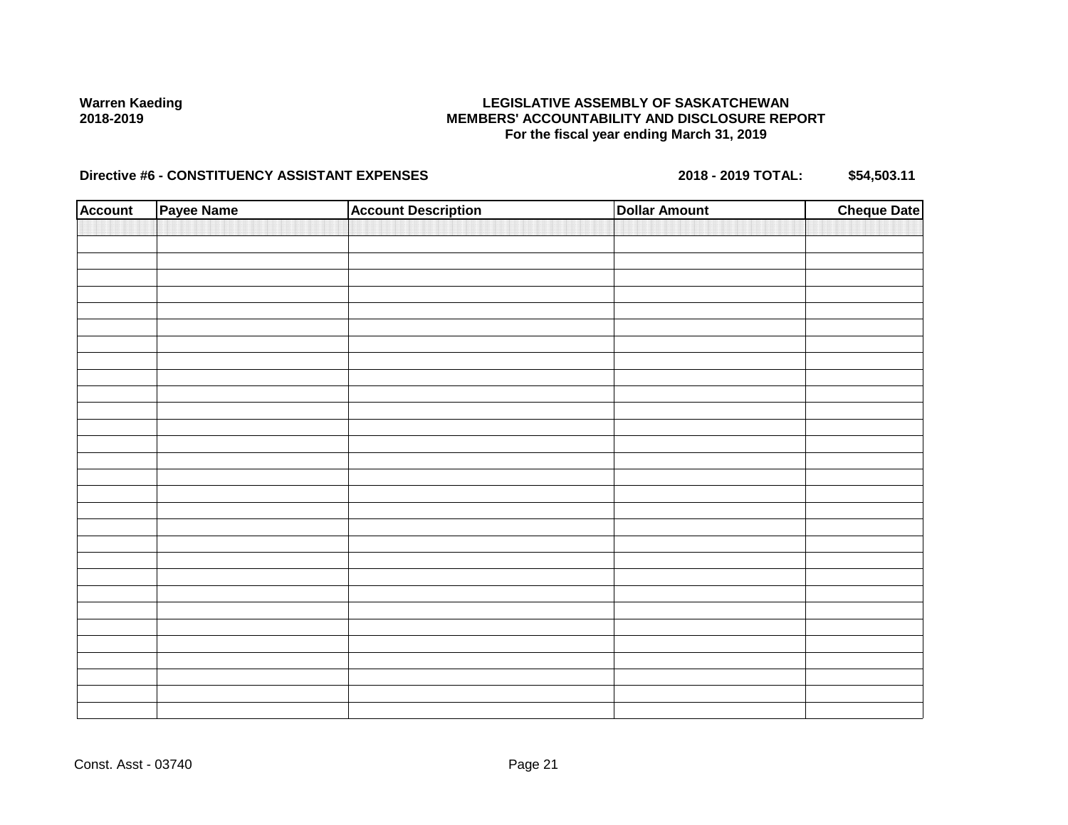**Warren Kaeding**
**2018-2019**

**LEGISLATIVE ASSEMBLY OF SASKATCHEWAN**
**MEMBERS' ACCOUNTABILITY AND DISCLOSURE REPORT**
**For the fiscal year ending March 31, 2019**

**Directive #6 - CONSTITUENCY ASSISTANT EXPENSES** **2018 - 2019 TOTAL: $54,503.11**

| Account | Payee Name | Account Description | Dollar Amount | Cheque Date |
|---|---|---|---|---|
| | | | | |

Const. Asst - 03740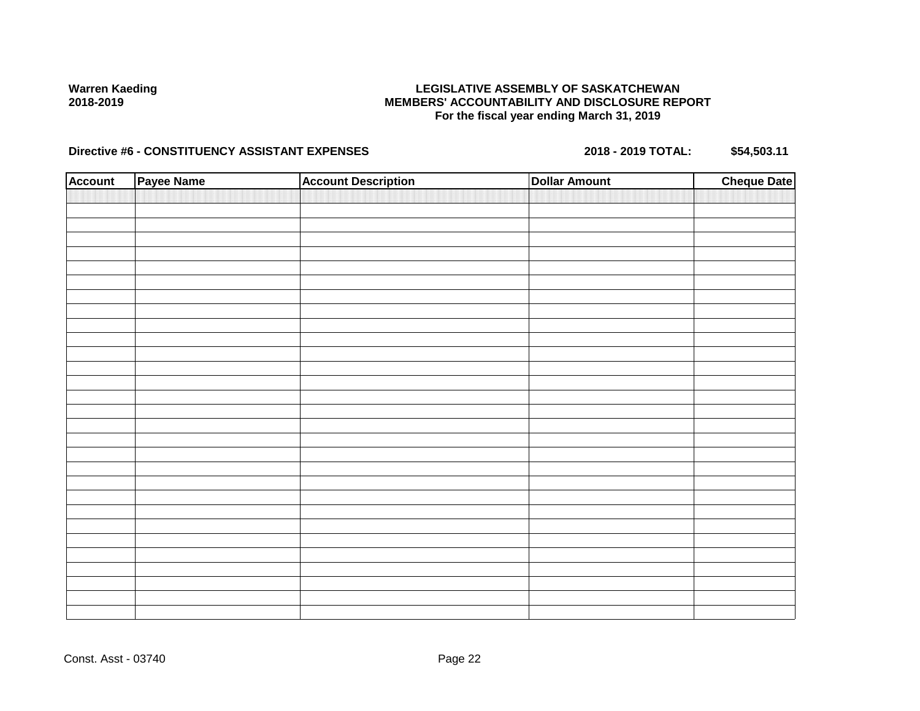**Warren Kaeding**
**2018-2019**

**LEGISLATIVE ASSEMBLY OF SASKATCHEWAN**
**MEMBERS' ACCOUNTABILITY AND DISCLOSURE REPORT**
**For the fiscal year ending March 31, 2019**

**Directive #6 - CONSTITUENCY ASSISTANT EXPENSES** **2018 - 2019 TOTAL: $54,503.11**

| Account | Payee Name | Account Description | Dollar Amount | Cheque Date |
|---|---|---|---|---|
| | | | | |

Const. Asst - 03740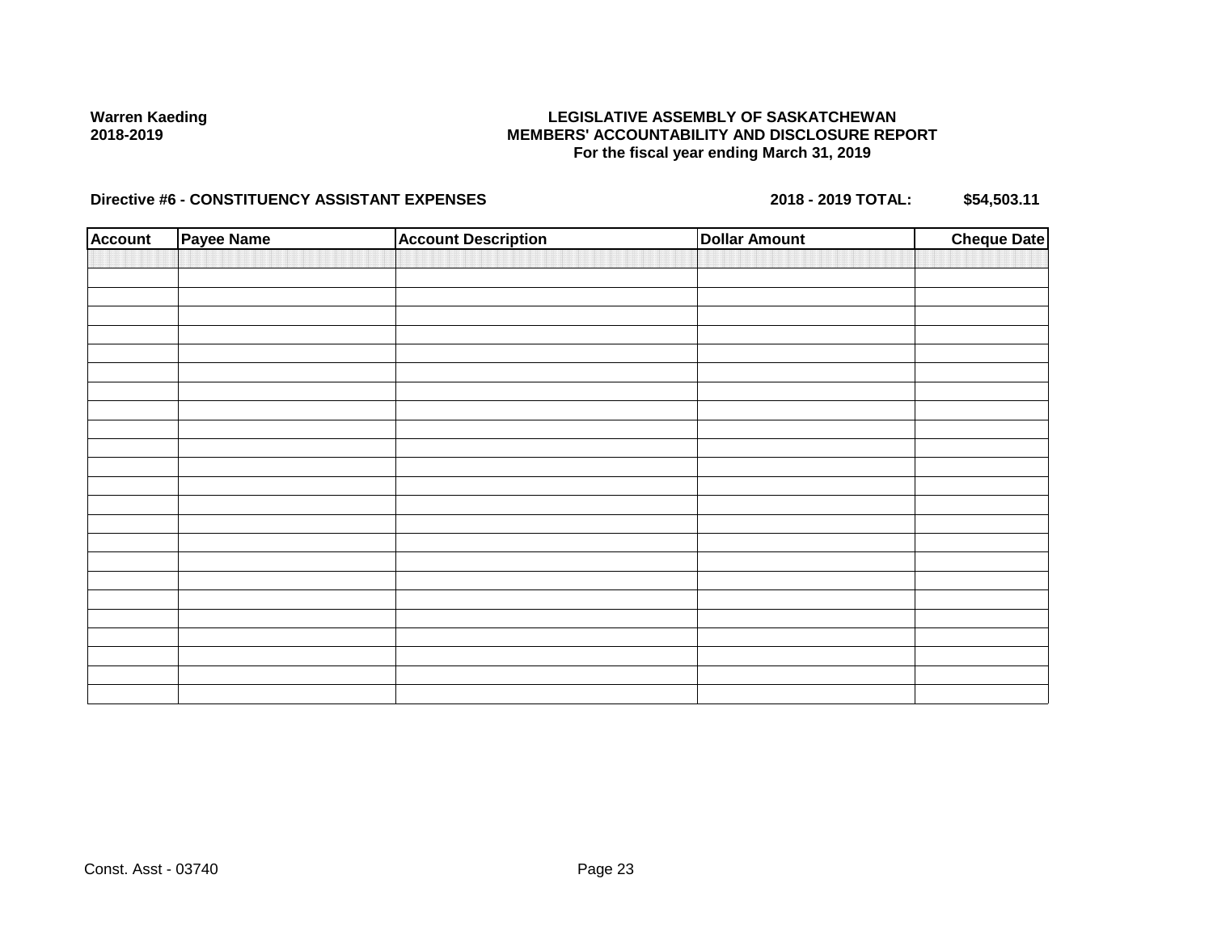**Warren Kaeding**
**2018-2019**

# LEGISLATIVE ASSEMBLY OF SASKATCHEWAN
## MEMBERS' ACCOUNTABILITY AND DISCLOSURE REPORT
### For the fiscal year ending March 31, 2019

**Directive #6 - CONSTITUENCY ASSISTANT EXPENSES** **2018 - 2019 TOTAL: $54,503.11**

| Account | Payee Name | Account Description | Dollar Amount | Cheque Date |
|---|---|---|---|---|
| | | | | |

Const. Asst - 03740